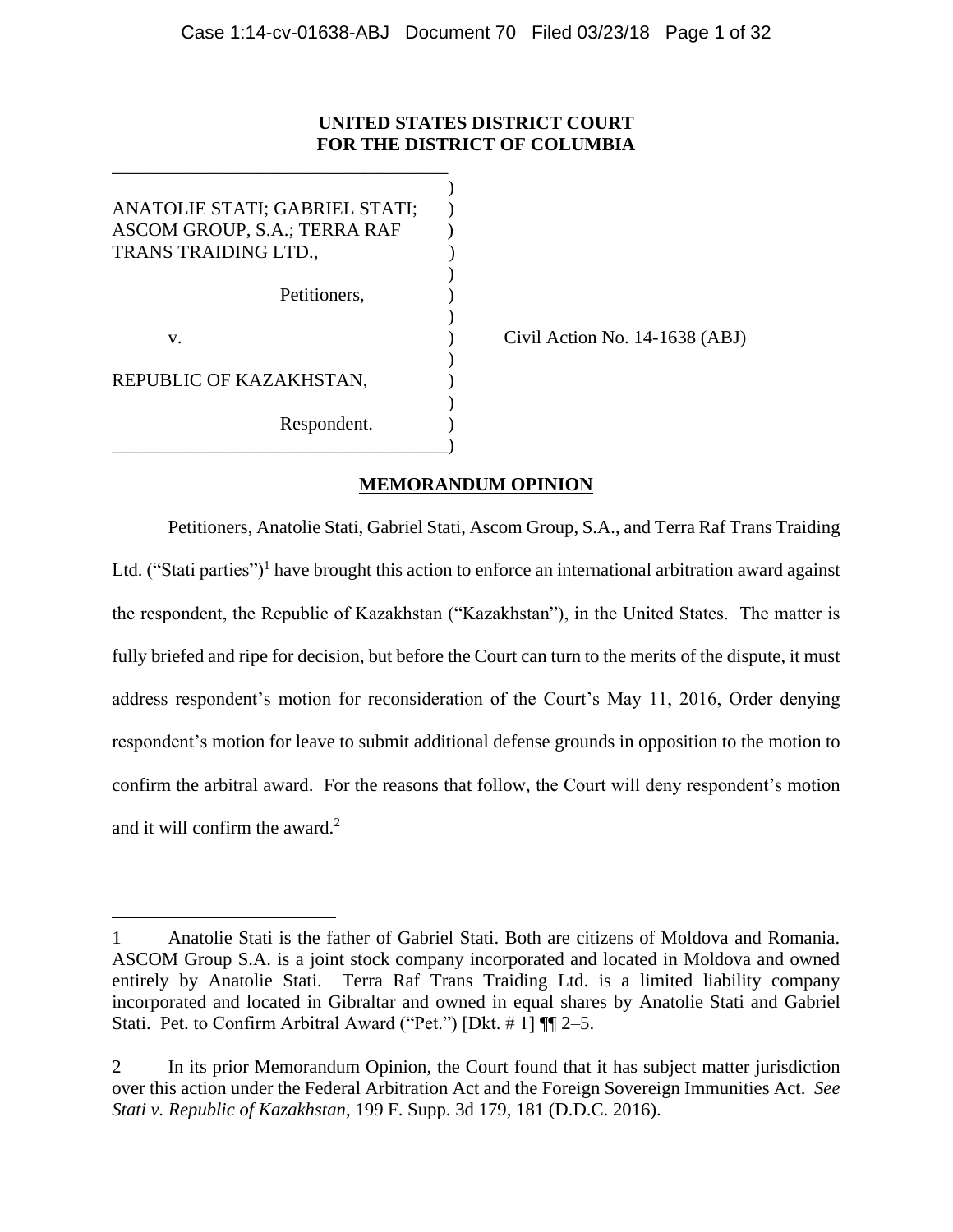**UNITED STATES DISTRICT COURT**
**FOR THE DISTRICT OF COLUMBIA**

ANATOLIE STATI; GABRIEL STATI; ASCOM GROUP, S.A.; TERRA RAF TRANS TRAIDING LTD.,

Petitioners,

v.

REPUBLIC OF KAZAKHSTAN,

Respondent.

Civil Action No. 14-1638 (ABJ)

**MEMORANDUM OPINION**

Petitioners, Anatolie Stati, Gabriel Stati, Ascom Group, S.A., and Terra Raf Trans Traiding Ltd. ("Stati parties")[1] have brought this action to enforce an international arbitration award against the respondent, the Republic of Kazakhstan ("Kazakhstan"), in the United States. The matter is fully briefed and ripe for decision, but before the Court can turn to the merits of the dispute, it must address respondent's motion for reconsideration of the Court's May 11, 2016, Order denying respondent's motion for leave to submit additional defense grounds in opposition to the motion to confirm the arbitral award. For the reasons that follow, the Court will deny respondent's motion and it will confirm the award.[2]

---

1 Anatolie Stati is the father of Gabriel Stati. Both are citizens of Moldova and Romania. ASCOM Group S.A. is a joint stock company incorporated and located in Moldova and owned entirely by Anatolie Stati. Terra Raf Trans Traiding Ltd. is a limited liability company incorporated and located in Gibraltar and owned in equal shares by Anatolie Stati and Gabriel Stati. Pet. to Confirm Arbitral Award ("Pet.") [Dkt. # 1] ¶¶ 2–5.

2 In its prior Memorandum Opinion, the Court found that it has subject matter jurisdiction over this action under the Federal Arbitration Act and the Foreign Sovereign Immunities Act. *See Stati v. Republic of Kazakhstan*, 199 F. Supp. 3d 179, 181 (D.D.C. 2016).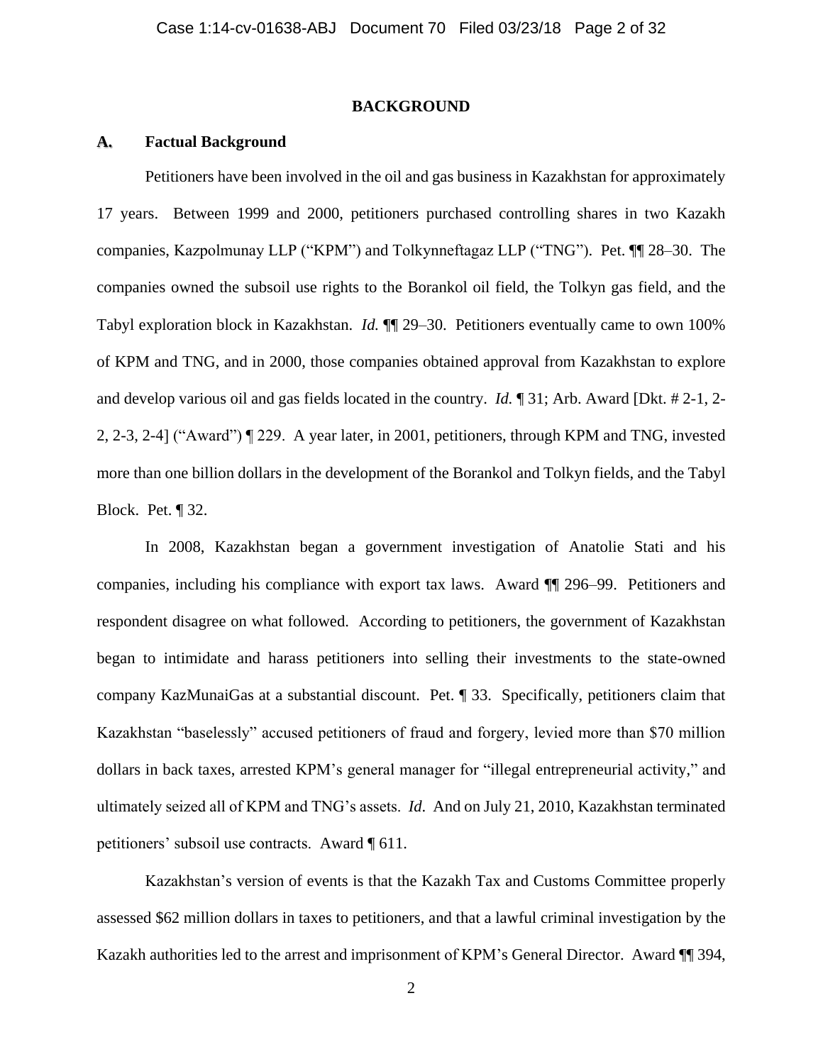## BACKGROUND

### A. Factual Background

Petitioners have been involved in the oil and gas business in Kazakhstan for approximately 17 years. Between 1999 and 2000, petitioners purchased controlling shares in two Kazakh companies, Kazpolmunay LLP ("KPM") and Tolkynneftagaz LLP ("TNG"). Pet. ¶¶ 28–30. The companies owned the subsoil use rights to the Borankol oil field, the Tolkyn gas field, and the Tabyl exploration block in Kazakhstan. *Id.* ¶¶ 29–30. Petitioners eventually came to own 100% of KPM and TNG, and in 2000, those companies obtained approval from Kazakhstan to explore and develop various oil and gas fields located in the country. *Id.* ¶ 31; Arb. Award [Dkt. # 2-1, 2-2, 2-3, 2-4] ("Award") ¶ 229. A year later, in 2001, petitioners, through KPM and TNG, invested more than one billion dollars in the development of the Borankol and Tolkyn fields, and the Tabyl Block. Pet. ¶ 32.

In 2008, Kazakhstan began a government investigation of Anatolie Stati and his companies, including his compliance with export tax laws. Award ¶¶ 296–99. Petitioners and respondent disagree on what followed. According to petitioners, the government of Kazakhstan began to intimidate and harass petitioners into selling their investments to the state-owned company KazMunaiGas at a substantial discount. Pet. ¶ 33. Specifically, petitioners claim that Kazakhstan "baselessly" accused petitioners of fraud and forgery, levied more than $70 million dollars in back taxes, arrested KPM's general manager for "illegal entrepreneurial activity," and ultimately seized all of KPM and TNG's assets. *Id*. And on July 21, 2010, Kazakhstan terminated petitioners' subsoil use contracts. Award ¶ 611.

Kazakhstan's version of events is that the Kazakh Tax and Customs Committee properly assessed $62 million dollars in taxes to petitioners, and that a lawful criminal investigation by the Kazakh authorities led to the arrest and imprisonment of KPM's General Director. Award ¶¶ 394,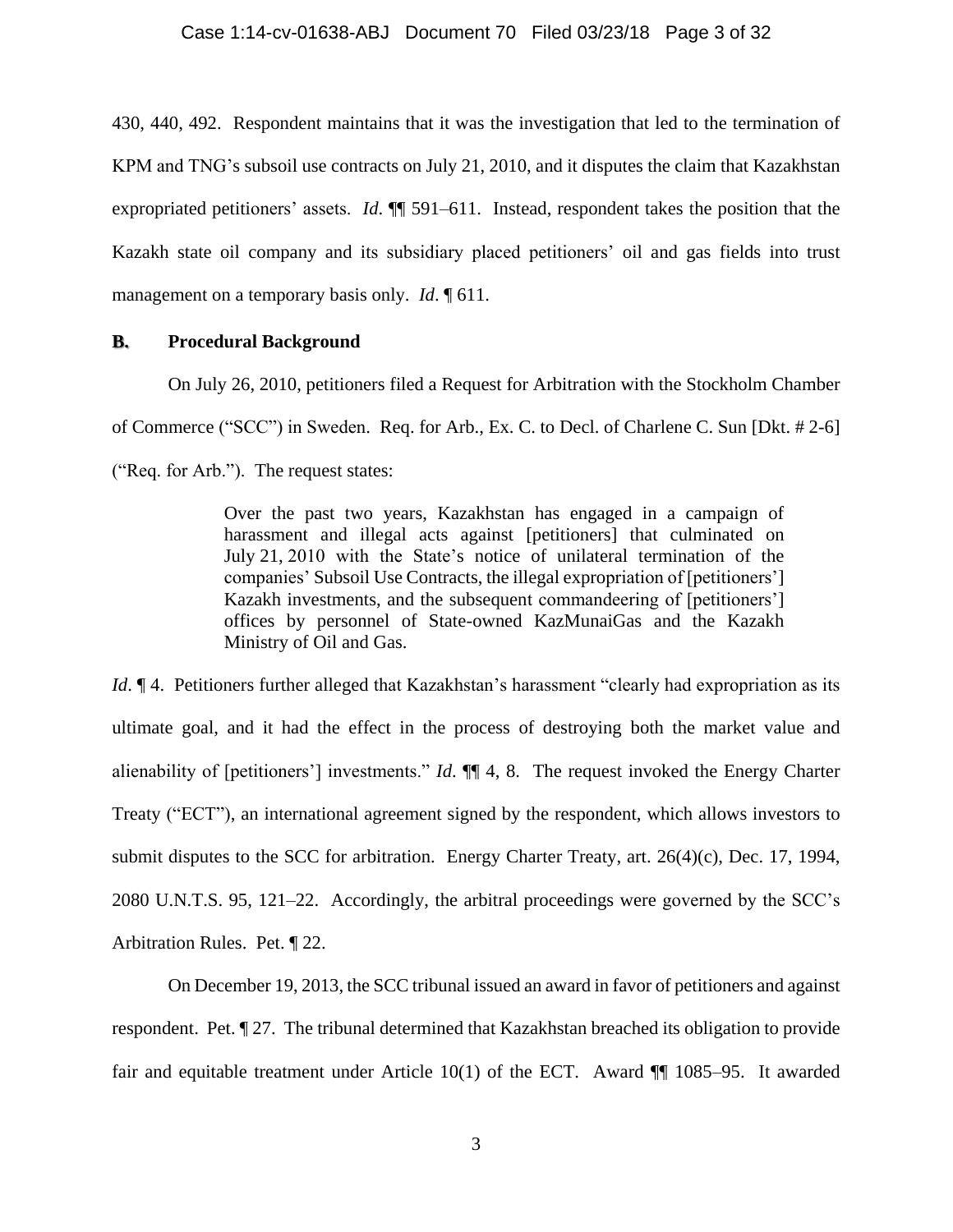430, 440, 492. Respondent maintains that it was the investigation that led to the termination of KPM and TNG's subsoil use contracts on July 21, 2010, and it disputes the claim that Kazakhstan expropriated petitioners' assets. *Id*. ¶¶ 591–611. Instead, respondent takes the position that the Kazakh state oil company and its subsidiary placed petitioners' oil and gas fields into trust management on a temporary basis only. *Id*. ¶ 611.

## B. Procedural Background

On July 26, 2010, petitioners filed a Request for Arbitration with the Stockholm Chamber of Commerce ("SCC") in Sweden. Req. for Arb., Ex. C. to Decl. of Charlene C. Sun [Dkt. # 2-6] ("Req. for Arb."). The request states:

> Over the past two years, Kazakhstan has engaged in a campaign of harassment and illegal acts against [petitioners] that culminated on July 21, 2010 with the State's notice of unilateral termination of the companies' Subsoil Use Contracts, the illegal expropriation of [petitioners'] Kazakh investments, and the subsequent commandeering of [petitioners'] offices by personnel of State-owned KazMunaiGas and the Kazakh Ministry of Oil and Gas.

*Id*. ¶ 4. Petitioners further alleged that Kazakhstan's harassment "clearly had expropriation as its ultimate goal, and it had the effect in the process of destroying both the market value and alienability of [petitioners'] investments." *Id*. ¶¶ 4, 8. The request invoked the Energy Charter Treaty ("ECT"), an international agreement signed by the respondent, which allows investors to submit disputes to the SCC for arbitration. Energy Charter Treaty, art. 26(4)(c), Dec. 17, 1994, 2080 U.N.T.S. 95, 121–22. Accordingly, the arbitral proceedings were governed by the SCC's Arbitration Rules. Pet. ¶ 22.

On December 19, 2013, the SCC tribunal issued an award in favor of petitioners and against respondent. Pet. ¶ 27. The tribunal determined that Kazakhstan breached its obligation to provide fair and equitable treatment under Article 10(1) of the ECT. Award ¶¶ 1085–95. It awarded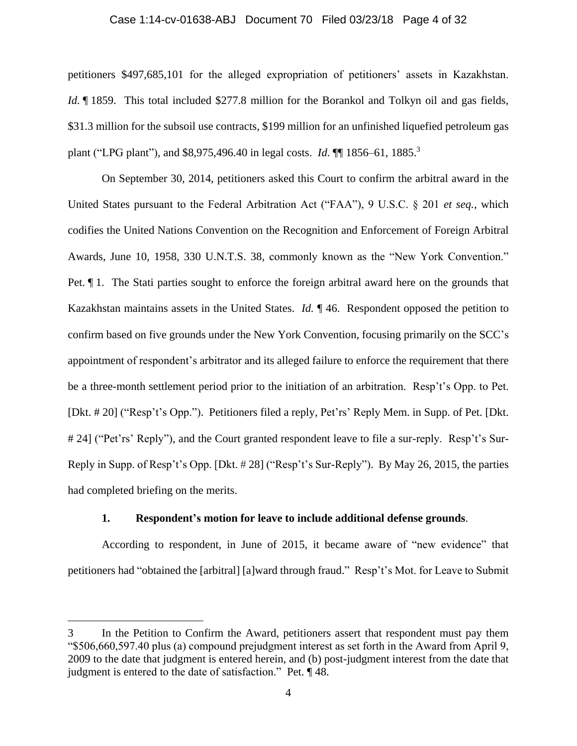petitioners $497,685,101 for the alleged expropriation of petitioners' assets in Kazakhstan. *Id.* ¶ 1859. This total included $277.8 million for the Borankol and Tolkyn oil and gas fields, $31.3 million for the subsoil use contracts, $199 million for an unfinished liquefied petroleum gas plant ("LPG plant"), and $8,975,496.40 in legal costs. *Id*. ¶¶ 1856–61, 1885.[3]

On September 30, 2014, petitioners asked this Court to confirm the arbitral award in the United States pursuant to the Federal Arbitration Act ("FAA"), 9 U.S.C. § 201 *et seq.*, which codifies the United Nations Convention on the Recognition and Enforcement of Foreign Arbitral Awards, June 10, 1958, 330 U.N.T.S. 38, commonly known as the "New York Convention." Pet. ¶ 1. The Stati parties sought to enforce the foreign arbitral award here on the grounds that Kazakhstan maintains assets in the United States. *Id.* ¶ 46. Respondent opposed the petition to confirm based on five grounds under the New York Convention, focusing primarily on the SCC's appointment of respondent's arbitrator and its alleged failure to enforce the requirement that there be a three-month settlement period prior to the initiation of an arbitration. Resp't's Opp. to Pet. [Dkt. # 20] ("Resp't's Opp."). Petitioners filed a reply, Pet'rs' Reply Mem. in Supp. of Pet. [Dkt. # 24] ("Pet'rs' Reply"), and the Court granted respondent leave to file a sur-reply. Resp't's Sur-Reply in Supp. of Resp't's Opp. [Dkt. # 28] ("Resp't's Sur-Reply"). By May 26, 2015, the parties had completed briefing on the merits.

### 1. Respondent's motion for leave to include additional defense grounds.

According to respondent, in June of 2015, it became aware of "new evidence" that petitioners had "obtained the [arbitral] [a]ward through fraud." Resp't's Mot. for Leave to Submit

---

3 In the Petition to Confirm the Award, petitioners assert that respondent must pay them "$506,660,597.40 plus (a) compound prejudgment interest as set forth in the Award from April 9, 2009 to the date that judgment is entered herein, and (b) post-judgment interest from the date that judgment is entered to the date of satisfaction." Pet. ¶ 48.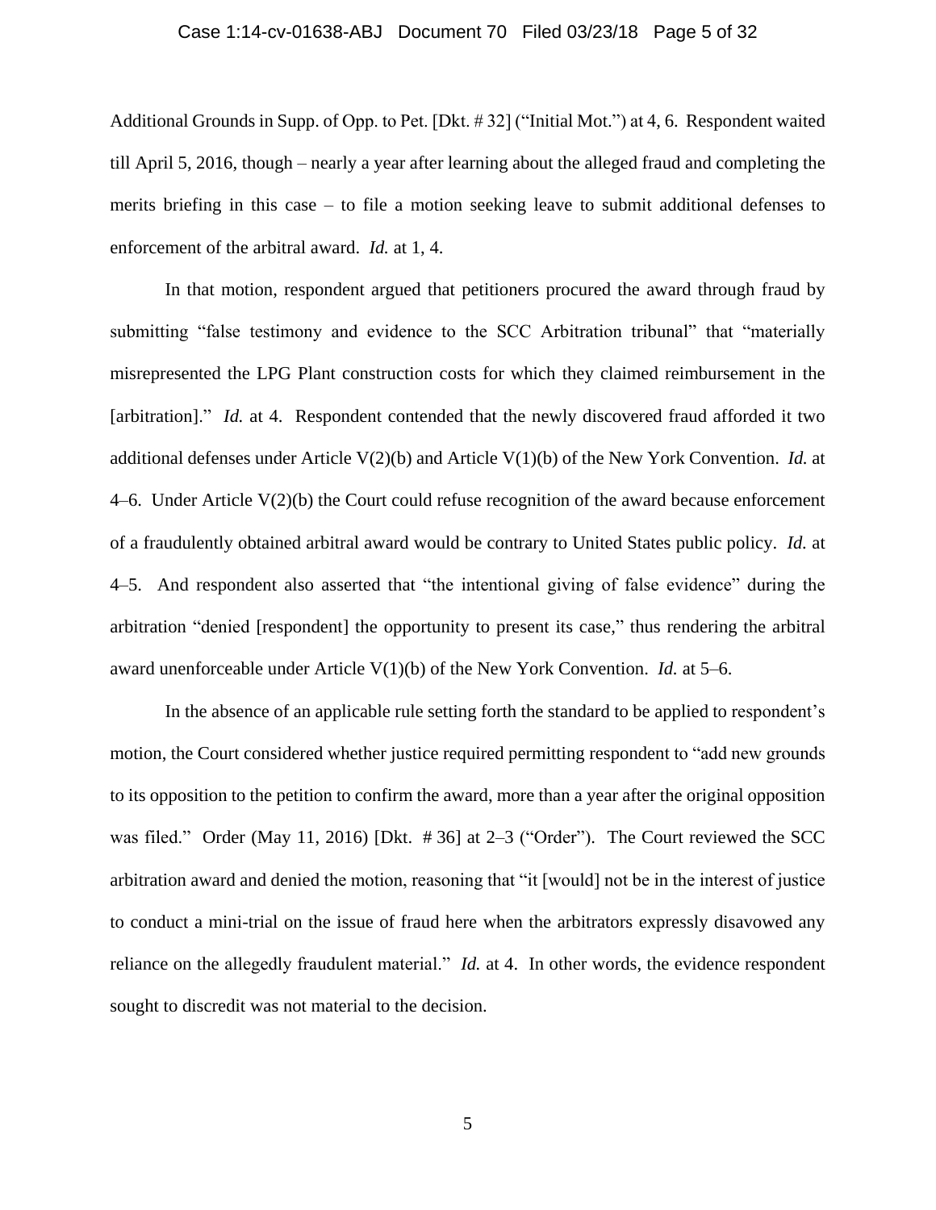Additional Grounds in Supp. of Opp. to Pet. [Dkt. # 32] ("Initial Mot.") at 4, 6. Respondent waited till April 5, 2016, though – nearly a year after learning about the alleged fraud and completing the merits briefing in this case – to file a motion seeking leave to submit additional defenses to enforcement of the arbitral award. *Id.* at 1, 4.

In that motion, respondent argued that petitioners procured the award through fraud by submitting "false testimony and evidence to the SCC Arbitration tribunal" that "materially misrepresented the LPG Plant construction costs for which they claimed reimbursement in the [arbitration]." *Id.* at 4. Respondent contended that the newly discovered fraud afforded it two additional defenses under Article V(2)(b) and Article V(1)(b) of the New York Convention. *Id.* at 4–6. Under Article V(2)(b) the Court could refuse recognition of the award because enforcement of a fraudulently obtained arbitral award would be contrary to United States public policy. *Id.* at 4–5. And respondent also asserted that "the intentional giving of false evidence" during the arbitration "denied [respondent] the opportunity to present its case," thus rendering the arbitral award unenforceable under Article V(1)(b) of the New York Convention. *Id.* at 5–6.

In the absence of an applicable rule setting forth the standard to be applied to respondent's motion, the Court considered whether justice required permitting respondent to "add new grounds to its opposition to the petition to confirm the award, more than a year after the original opposition was filed." Order (May 11, 2016) [Dkt. # 36] at 2–3 ("Order"). The Court reviewed the SCC arbitration award and denied the motion, reasoning that "it [would] not be in the interest of justice to conduct a mini-trial on the issue of fraud here when the arbitrators expressly disavowed any reliance on the allegedly fraudulent material." *Id.* at 4. In other words, the evidence respondent sought to discredit was not material to the decision.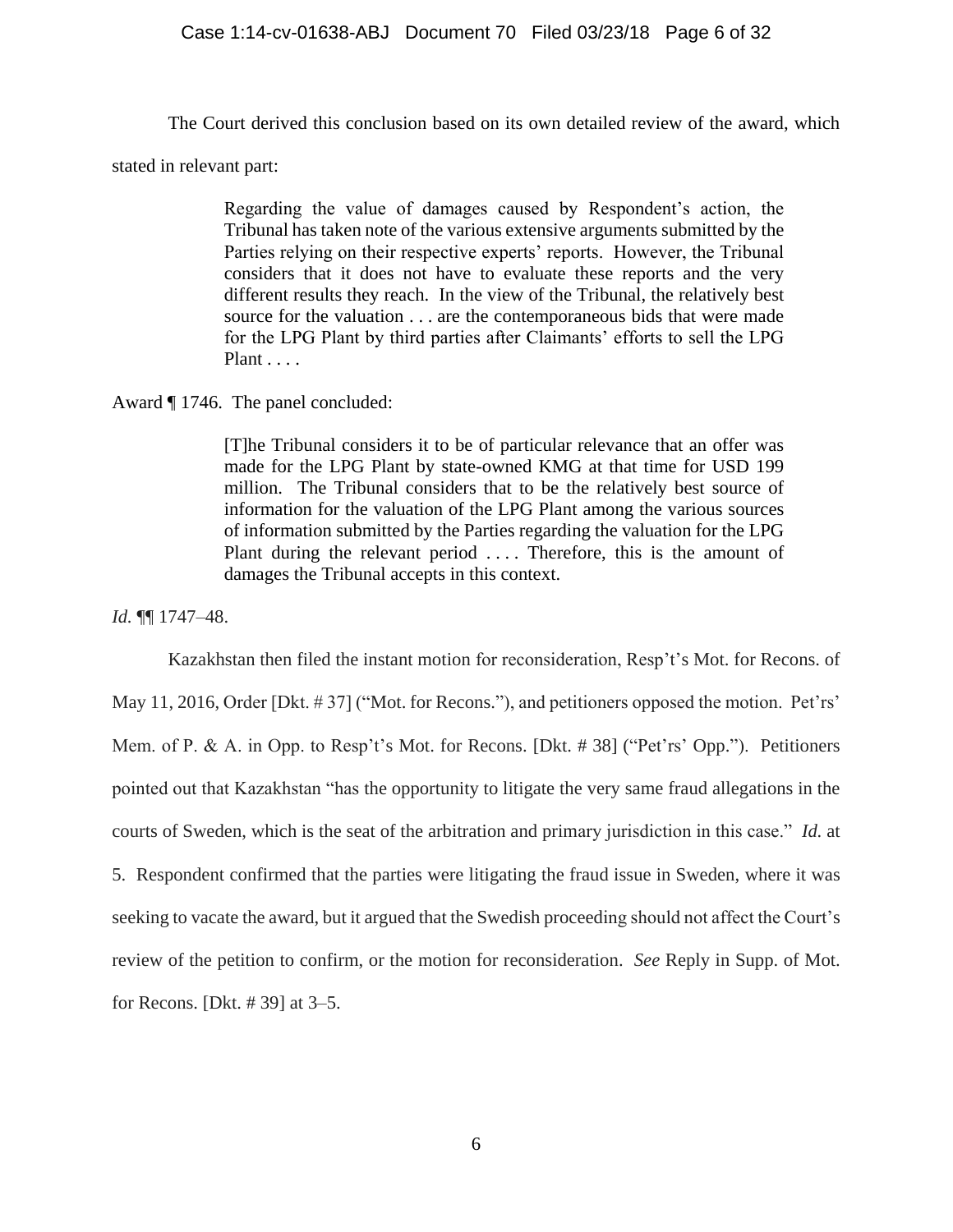The Court derived this conclusion based on its own detailed review of the award, which stated in relevant part:

> Regarding the value of damages caused by Respondent's action, the Tribunal has taken note of the various extensive arguments submitted by the Parties relying on their respective experts' reports. However, the Tribunal considers that it does not have to evaluate these reports and the very different results they reach. In the view of the Tribunal, the relatively best source for the valuation . . . are the contemporaneous bids that were made for the LPG Plant by third parties after Claimants' efforts to sell the LPG Plant . . . .

Award ¶ 1746. The panel concluded:

> [T]he Tribunal considers it to be of particular relevance that an offer was made for the LPG Plant by state-owned KMG at that time for USD 199 million. The Tribunal considers that to be the relatively best source of information for the valuation of the LPG Plant among the various sources of information submitted by the Parties regarding the valuation for the LPG Plant during the relevant period . . . . Therefore, this is the amount of damages the Tribunal accepts in this context.

*Id.* ¶¶ 1747–48.

Kazakhstan then filed the instant motion for reconsideration, Resp't's Mot. for Recons. of May 11, 2016, Order [Dkt. # 37] ("Mot. for Recons."), and petitioners opposed the motion. Pet'rs' Mem. of P. & A. in Opp. to Resp't's Mot. for Recons. [Dkt. # 38] ("Pet'rs' Opp."). Petitioners pointed out that Kazakhstan "has the opportunity to litigate the very same fraud allegations in the courts of Sweden, which is the seat of the arbitration and primary jurisdiction in this case." *Id.* at 5. Respondent confirmed that the parties were litigating the fraud issue in Sweden, where it was seeking to vacate the award, but it argued that the Swedish proceeding should not affect the Court's review of the petition to confirm, or the motion for reconsideration. *See* Reply in Supp. of Mot. for Recons. [Dkt. # 39] at 3–5.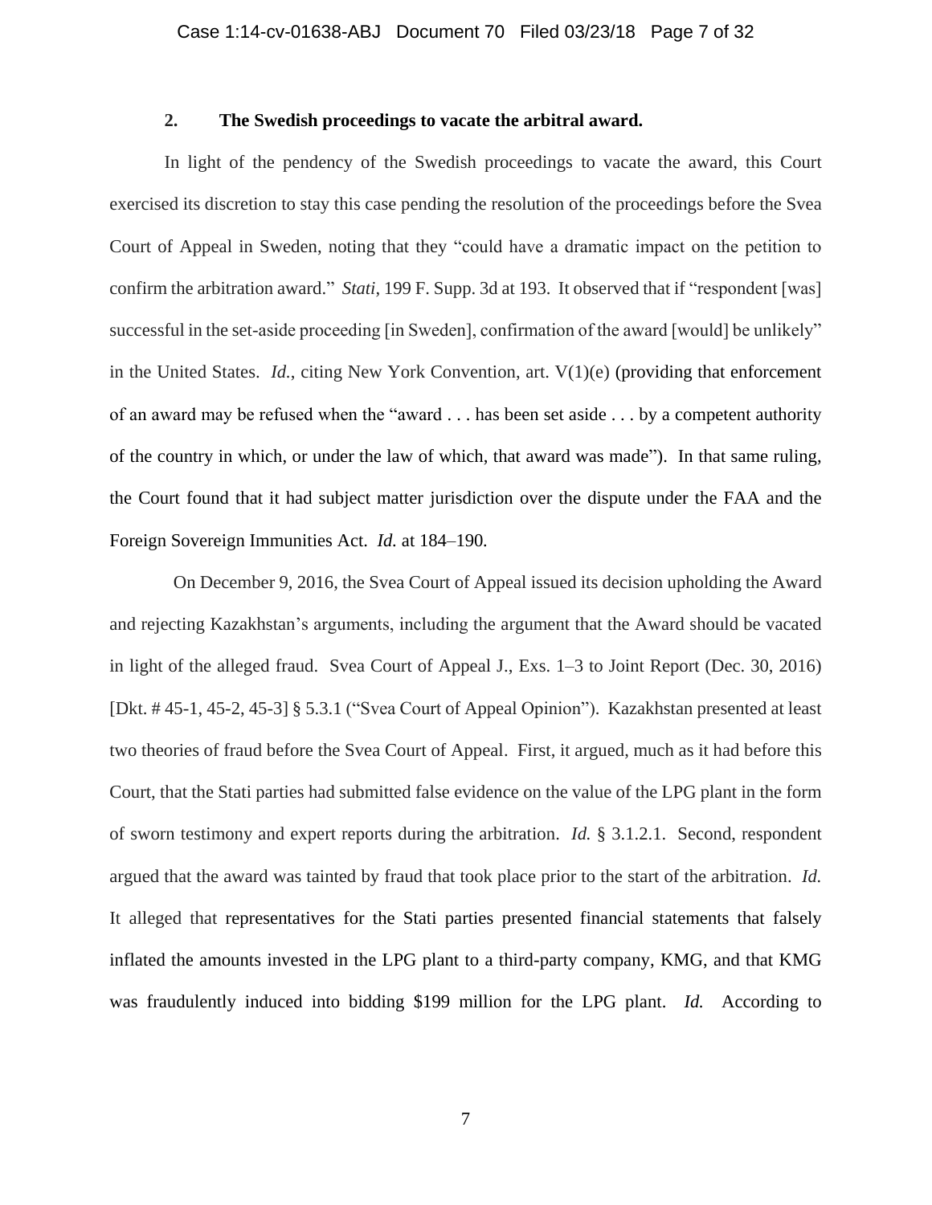### 2. The Swedish proceedings to vacate the arbitral award.

In light of the pendency of the Swedish proceedings to vacate the award, this Court exercised its discretion to stay this case pending the resolution of the proceedings before the Svea Court of Appeal in Sweden, noting that they "could have a dramatic impact on the petition to confirm the arbitration award." *Stati*, 199 F. Supp. 3d at 193. It observed that if "respondent [was] successful in the set-aside proceeding [in Sweden], confirmation of the award [would] be unlikely" in the United States. *Id.*, citing New York Convention, art. V(1)(e) (providing that enforcement of an award may be refused when the "award . . . has been set aside . . . by a competent authority of the country in which, or under the law of which, that award was made"). In that same ruling, the Court found that it had subject matter jurisdiction over the dispute under the FAA and the Foreign Sovereign Immunities Act. *Id.* at 184–190.

On December 9, 2016, the Svea Court of Appeal issued its decision upholding the Award and rejecting Kazakhstan's arguments, including the argument that the Award should be vacated in light of the alleged fraud. Svea Court of Appeal J., Exs. 1–3 to Joint Report (Dec. 30, 2016) [Dkt. # 45-1, 45-2, 45-3] § 5.3.1 ("Svea Court of Appeal Opinion"). Kazakhstan presented at least two theories of fraud before the Svea Court of Appeal. First, it argued, much as it had before this Court, that the Stati parties had submitted false evidence on the value of the LPG plant in the form of sworn testimony and expert reports during the arbitration. *Id.* § 3.1.2.1. Second, respondent argued that the award was tainted by fraud that took place prior to the start of the arbitration. *Id.* It alleged that representatives for the Stati parties presented financial statements that falsely inflated the amounts invested in the LPG plant to a third-party company, KMG, and that KMG was fraudulently induced into bidding $199 million for the LPG plant. *Id.* According to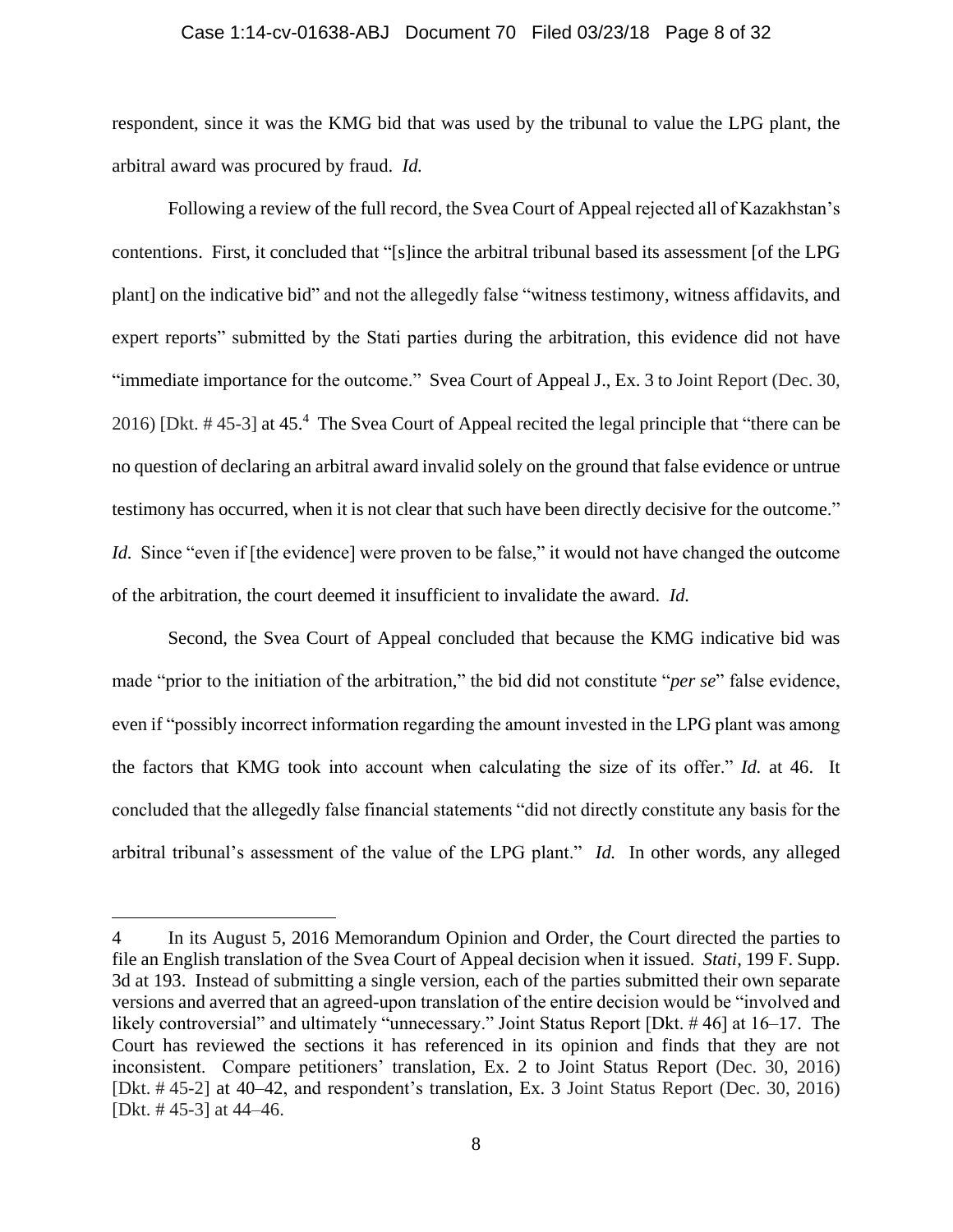respondent, since it was the KMG bid that was used by the tribunal to value the LPG plant, the arbitral award was procured by fraud. *Id.*

Following a review of the full record, the Svea Court of Appeal rejected all of Kazakhstan's contentions. First, it concluded that "[s]ince the arbitral tribunal based its assessment [of the LPG plant] on the indicative bid" and not the allegedly false "witness testimony, witness affidavits, and expert reports" submitted by the Stati parties during the arbitration, this evidence did not have "immediate importance for the outcome." Svea Court of Appeal J., Ex. 3 to Joint Report (Dec. 30, 2016) [Dkt. # 45-3] at 45.[4] The Svea Court of Appeal recited the legal principle that "there can be no question of declaring an arbitral award invalid solely on the ground that false evidence or untrue testimony has occurred, when it is not clear that such have been directly decisive for the outcome." *Id.* Since "even if [the evidence] were proven to be false," it would not have changed the outcome of the arbitration, the court deemed it insufficient to invalidate the award. *Id.*

Second, the Svea Court of Appeal concluded that because the KMG indicative bid was made "prior to the initiation of the arbitration," the bid did not constitute "*per se*" false evidence, even if "possibly incorrect information regarding the amount invested in the LPG plant was among the factors that KMG took into account when calculating the size of its offer." *Id.* at 46. It concluded that the allegedly false financial statements "did not directly constitute any basis for the arbitral tribunal's assessment of the value of the LPG plant." *Id.* In other words, any alleged

---

4 In its August 5, 2016 Memorandum Opinion and Order, the Court directed the parties to file an English translation of the Svea Court of Appeal decision when it issued. *Stati*, 199 F. Supp. 3d at 193. Instead of submitting a single version, each of the parties submitted their own separate versions and averred that an agreed-upon translation of the entire decision would be "involved and likely controversial" and ultimately "unnecessary." Joint Status Report [Dkt. # 46] at 16–17. The Court has reviewed the sections it has referenced in its opinion and finds that they are not inconsistent. Compare petitioners' translation, Ex. 2 to Joint Status Report (Dec. 30, 2016) [Dkt. # 45-2] at 40–42, and respondent's translation, Ex. 3 Joint Status Report (Dec. 30, 2016) [Dkt. # 45-3] at 44–46.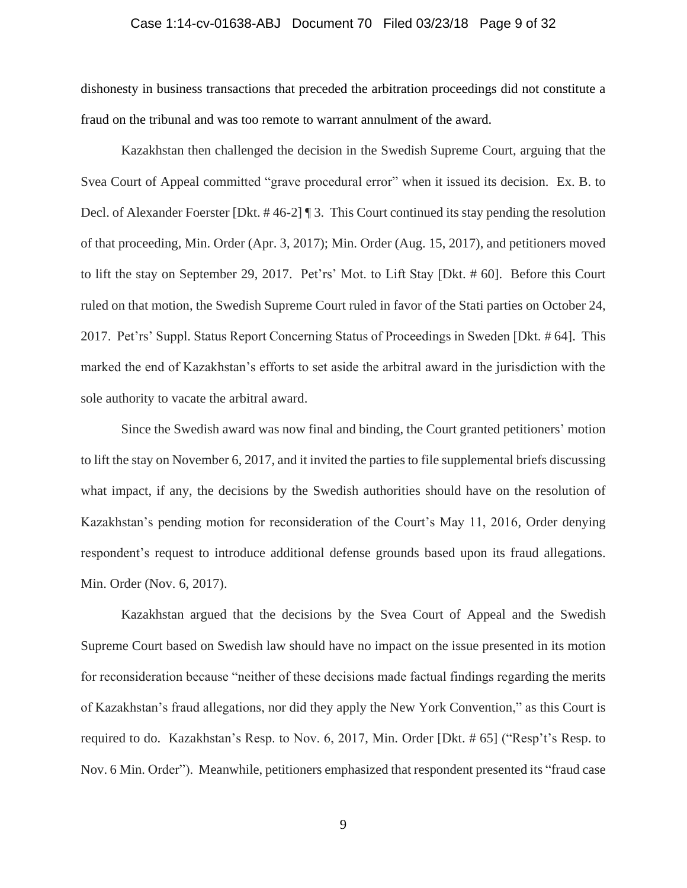dishonesty in business transactions that preceded the arbitration proceedings did not constitute a fraud on the tribunal and was too remote to warrant annulment of the award.

Kazakhstan then challenged the decision in the Swedish Supreme Court, arguing that the Svea Court of Appeal committed "grave procedural error" when it issued its decision. Ex. B. to Decl. of Alexander Foerster [Dkt. # 46-2] ¶ 3. This Court continued its stay pending the resolution of that proceeding, Min. Order (Apr. 3, 2017); Min. Order (Aug. 15, 2017), and petitioners moved to lift the stay on September 29, 2017. Pet'rs' Mot. to Lift Stay [Dkt. # 60]. Before this Court ruled on that motion, the Swedish Supreme Court ruled in favor of the Stati parties on October 24, 2017. Pet'rs' Suppl. Status Report Concerning Status of Proceedings in Sweden [Dkt. # 64]. This marked the end of Kazakhstan's efforts to set aside the arbitral award in the jurisdiction with the sole authority to vacate the arbitral award.

Since the Swedish award was now final and binding, the Court granted petitioners' motion to lift the stay on November 6, 2017, and it invited the parties to file supplemental briefs discussing what impact, if any, the decisions by the Swedish authorities should have on the resolution of Kazakhstan's pending motion for reconsideration of the Court's May 11, 2016, Order denying respondent's request to introduce additional defense grounds based upon its fraud allegations. Min. Order (Nov. 6, 2017).

Kazakhstan argued that the decisions by the Svea Court of Appeal and the Swedish Supreme Court based on Swedish law should have no impact on the issue presented in its motion for reconsideration because "neither of these decisions made factual findings regarding the merits of Kazakhstan's fraud allegations, nor did they apply the New York Convention," as this Court is required to do. Kazakhstan's Resp. to Nov. 6, 2017, Min. Order [Dkt. # 65] ("Resp't's Resp. to Nov. 6 Min. Order"). Meanwhile, petitioners emphasized that respondent presented its "fraud case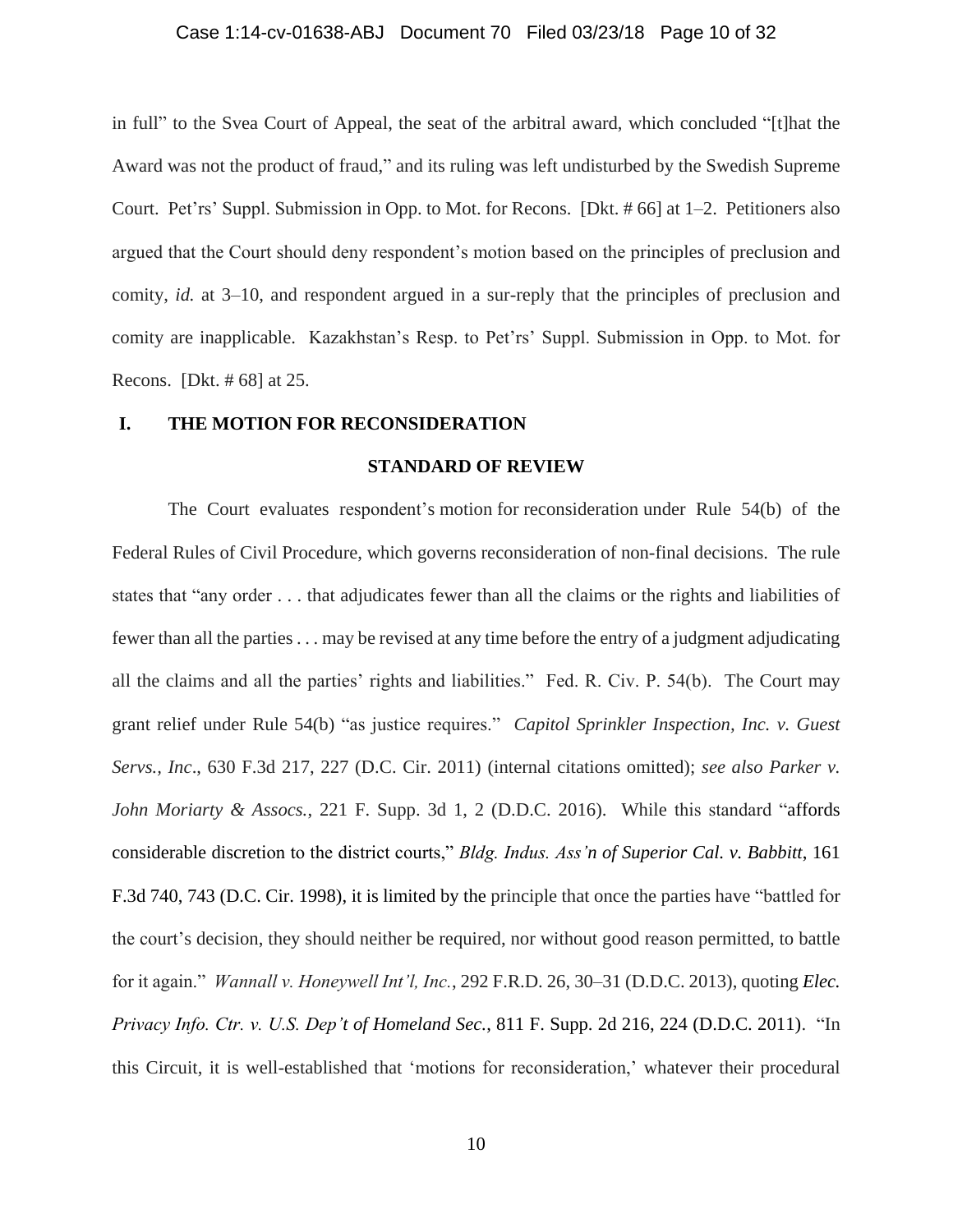in full" to the Svea Court of Appeal, the seat of the arbitral award, which concluded "[t]hat the Award was not the product of fraud," and its ruling was left undisturbed by the Swedish Supreme Court. Pet'rs' Suppl. Submission in Opp. to Mot. for Recons. [Dkt. # 66] at 1–2. Petitioners also argued that the Court should deny respondent's motion based on the principles of preclusion and comity, *id.* at 3–10, and respondent argued in a sur-reply that the principles of preclusion and comity are inapplicable. Kazakhstan's Resp. to Pet'rs' Suppl. Submission in Opp. to Mot. for Recons. [Dkt. # 68] at 25.

## I. THE MOTION FOR RECONSIDERATION

### STANDARD OF REVIEW

The Court evaluates respondent's motion for reconsideration under Rule 54(b) of the Federal Rules of Civil Procedure, which governs reconsideration of non-final decisions. The rule states that "any order . . . that adjudicates fewer than all the claims or the rights and liabilities of fewer than all the parties . . . may be revised at any time before the entry of a judgment adjudicating all the claims and all the parties' rights and liabilities." Fed. R. Civ. P. 54(b). The Court may grant relief under Rule 54(b) "as justice requires." *Capitol Sprinkler Inspection, Inc. v. Guest Servs., Inc*., 630 F.3d 217, 227 (D.C. Cir. 2011) (internal citations omitted); *see also Parker v. John Moriarty & Assocs.*, 221 F. Supp. 3d 1, 2 (D.D.C. 2016). While this standard "affords considerable discretion to the district courts," *Bldg. Indus. Ass'n of Superior Cal. v. Babbitt*, 161 F.3d 740, 743 (D.C. Cir. 1998), it is limited by the principle that once the parties have "battled for the court's decision, they should neither be required, nor without good reason permitted, to battle for it again." *Wannall v. Honeywell Int'l, Inc.*, 292 F.R.D. 26, 30–31 (D.D.C. 2013), quoting *Elec. Privacy Info. Ctr. v. U.S. Dep't of Homeland Sec.*, 811 F. Supp. 2d 216, 224 (D.D.C. 2011). "In this Circuit, it is well-established that 'motions for reconsideration,' whatever their procedural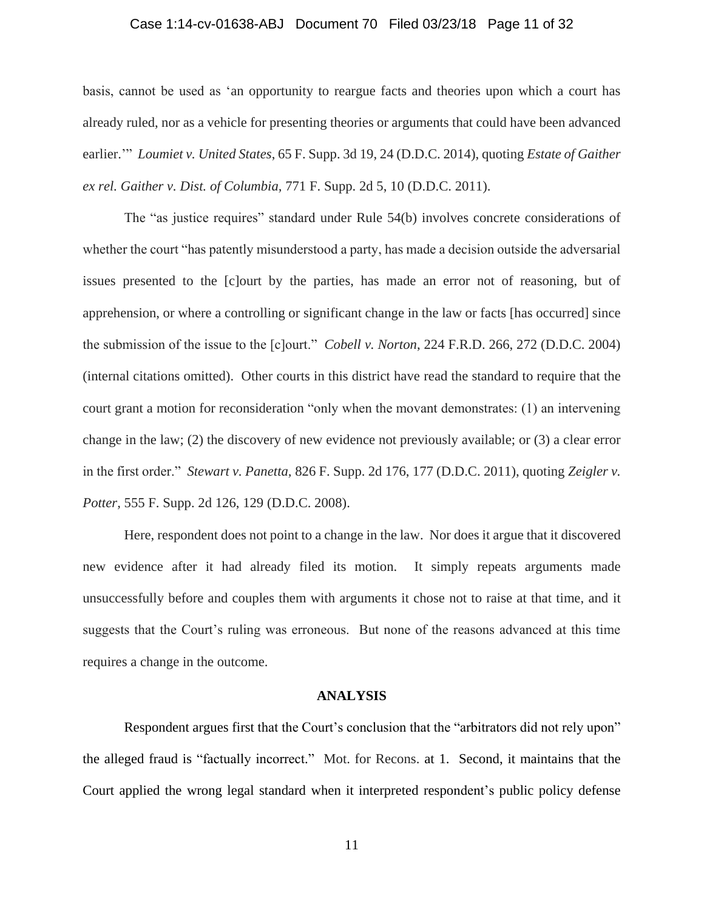basis, cannot be used as 'an opportunity to reargue facts and theories upon which a court has already ruled, nor as a vehicle for presenting theories or arguments that could have been advanced earlier.'" *Loumiet v. United States*, 65 F. Supp. 3d 19, 24 (D.D.C. 2014), quoting *Estate of Gaither ex rel. Gaither v. Dist. of Columbia,* 771 F. Supp. 2d 5, 10 (D.D.C. 2011).

The "as justice requires" standard under Rule 54(b) involves concrete considerations of whether the court "has patently misunderstood a party, has made a decision outside the adversarial issues presented to the [c]ourt by the parties, has made an error not of reasoning, but of apprehension, or where a controlling or significant change in the law or facts [has occurred] since the submission of the issue to the [c]ourt." *Cobell v. Norton*, 224 F.R.D. 266, 272 (D.D.C. 2004) (internal citations omitted). Other courts in this district have read the standard to require that the court grant a motion for reconsideration "only when the movant demonstrates: (1) an intervening change in the law; (2) the discovery of new evidence not previously available; or (3) a clear error in the first order." *Stewart v. Panetta,* 826 F. Supp. 2d 176, 177 (D.D.C. 2011), quoting *Zeigler v. Potter,* 555 F. Supp. 2d 126, 129 (D.D.C. 2008).

Here, respondent does not point to a change in the law. Nor does it argue that it discovered new evidence after it had already filed its motion. It simply repeats arguments made unsuccessfully before and couples them with arguments it chose not to raise at that time, and it suggests that the Court's ruling was erroneous. But none of the reasons advanced at this time requires a change in the outcome.

## ANALYSIS

Respondent argues first that the Court's conclusion that the "arbitrators did not rely upon" the alleged fraud is "factually incorrect." Mot. for Recons. at 1. Second, it maintains that the Court applied the wrong legal standard when it interpreted respondent's public policy defense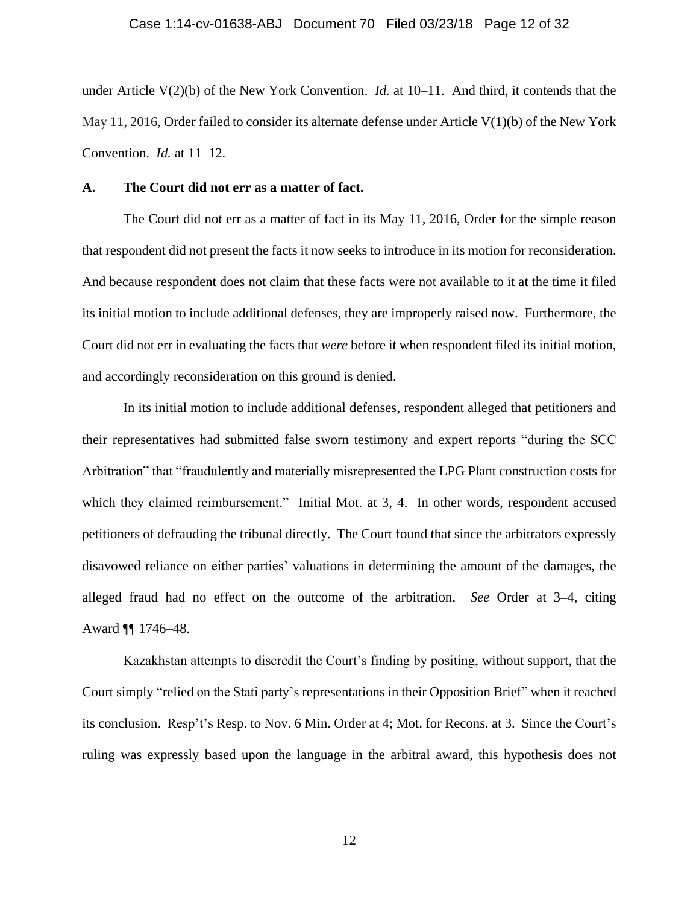under Article V(2)(b) of the New York Convention. *Id.* at 10–11. And third, it contends that the May 11, 2016, Order failed to consider its alternate defense under Article V(1)(b) of the New York Convention. *Id.* at 11–12.

### A. The Court did not err as a matter of fact.

The Court did not err as a matter of fact in its May 11, 2016, Order for the simple reason that respondent did not present the facts it now seeks to introduce in its motion for reconsideration. And because respondent does not claim that these facts were not available to it at the time it filed its initial motion to include additional defenses, they are improperly raised now. Furthermore, the Court did not err in evaluating the facts that *were* before it when respondent filed its initial motion, and accordingly reconsideration on this ground is denied.

In its initial motion to include additional defenses, respondent alleged that petitioners and their representatives had submitted false sworn testimony and expert reports "during the SCC Arbitration" that "fraudulently and materially misrepresented the LPG Plant construction costs for which they claimed reimbursement." Initial Mot. at 3, 4. In other words, respondent accused petitioners of defrauding the tribunal directly. The Court found that since the arbitrators expressly disavowed reliance on either parties' valuations in determining the amount of the damages, the alleged fraud had no effect on the outcome of the arbitration. *See* Order at 3–4, citing Award ¶¶ 1746–48.

Kazakhstan attempts to discredit the Court's finding by positing, without support, that the Court simply "relied on the Stati party's representations in their Opposition Brief" when it reached its conclusion. Resp't's Resp. to Nov. 6 Min. Order at 4; Mot. for Recons. at 3. Since the Court's ruling was expressly based upon the language in the arbitral award, this hypothesis does not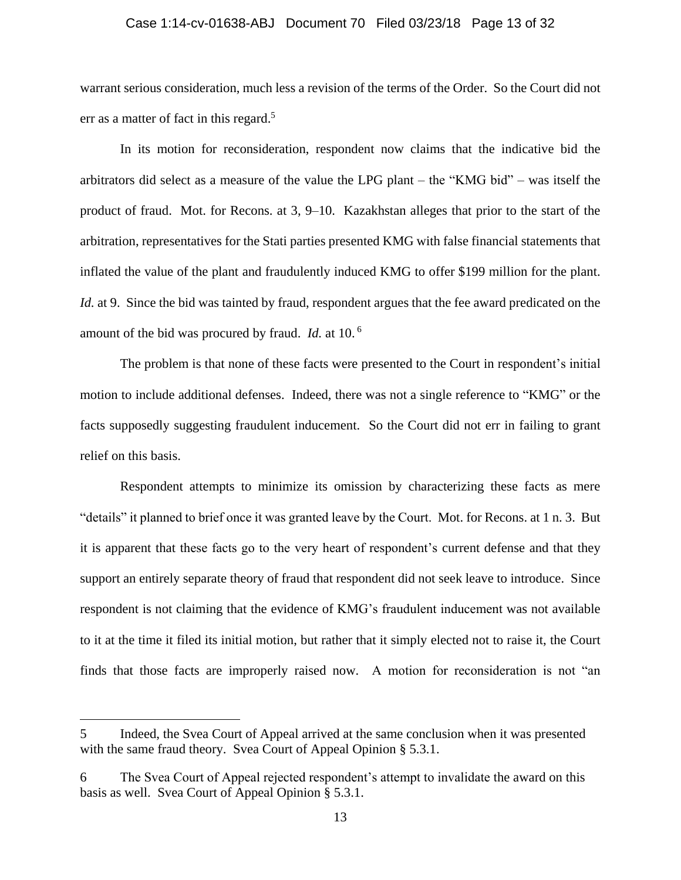warrant serious consideration, much less a revision of the terms of the Order. So the Court did not err as a matter of fact in this regard.[5]

In its motion for reconsideration, respondent now claims that the indicative bid the arbitrators did select as a measure of the value the LPG plant – the "KMG bid" – was itself the product of fraud. Mot. for Recons. at 3, 9–10. Kazakhstan alleges that prior to the start of the arbitration, representatives for the Stati parties presented KMG with false financial statements that inflated the value of the plant and fraudulently induced KMG to offer $199 million for the plant. *Id.* at 9. Since the bid was tainted by fraud, respondent argues that the fee award predicated on the amount of the bid was procured by fraud. *Id.* at 10.[6]

The problem is that none of these facts were presented to the Court in respondent's initial motion to include additional defenses. Indeed, there was not a single reference to "KMG" or the facts supposedly suggesting fraudulent inducement. So the Court did not err in failing to grant relief on this basis.

Respondent attempts to minimize its omission by characterizing these facts as mere "details" it planned to brief once it was granted leave by the Court. Mot. for Recons. at 1 n. 3. But it is apparent that these facts go to the very heart of respondent's current defense and that they support an entirely separate theory of fraud that respondent did not seek leave to introduce. Since respondent is not claiming that the evidence of KMG's fraudulent inducement was not available to it at the time it filed its initial motion, but rather that it simply elected not to raise it, the Court finds that those facts are improperly raised now. A motion for reconsideration is not "an

---

5 Indeed, the Svea Court of Appeal arrived at the same conclusion when it was presented with the same fraud theory. Svea Court of Appeal Opinion § 5.3.1.

6 The Svea Court of Appeal rejected respondent's attempt to invalidate the award on this basis as well. Svea Court of Appeal Opinion § 5.3.1.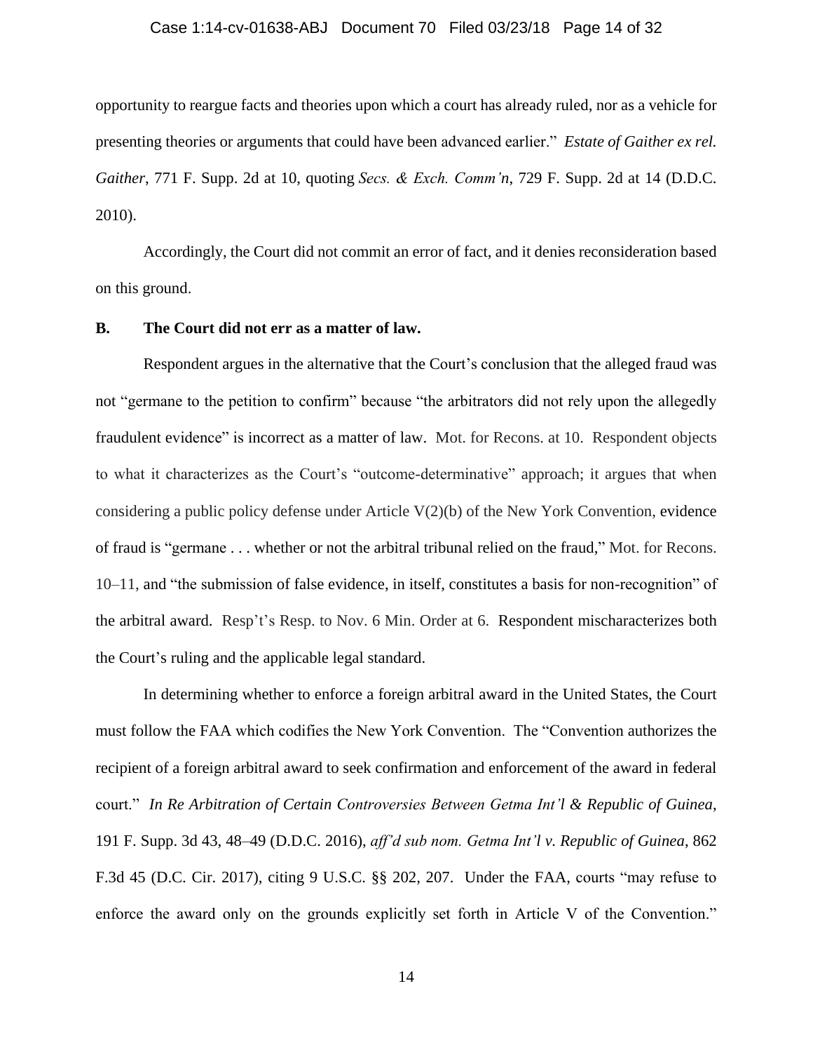opportunity to reargue facts and theories upon which a court has already ruled, nor as a vehicle for presenting theories or arguments that could have been advanced earlier." *Estate of Gaither ex rel. Gaither*, 771 F. Supp. 2d at 10, quoting *Secs. & Exch. Comm'n*, 729 F. Supp. 2d at 14 (D.D.C. 2010).

Accordingly, the Court did not commit an error of fact, and it denies reconsideration based on this ground.

**B. The Court did not err as a matter of law.**

Respondent argues in the alternative that the Court's conclusion that the alleged fraud was not "germane to the petition to confirm" because "the arbitrators did not rely upon the allegedly fraudulent evidence" is incorrect as a matter of law. Mot. for Recons. at 10. Respondent objects to what it characterizes as the Court's "outcome-determinative" approach; it argues that when considering a public policy defense under Article V(2)(b) of the New York Convention, evidence of fraud is "germane . . . whether or not the arbitral tribunal relied on the fraud," Mot. for Recons. 10–11, and "the submission of false evidence, in itself, constitutes a basis for non-recognition" of the arbitral award. Resp't's Resp. to Nov. 6 Min. Order at 6. Respondent mischaracterizes both the Court's ruling and the applicable legal standard.

In determining whether to enforce a foreign arbitral award in the United States, the Court must follow the FAA which codifies the New York Convention. The "Convention authorizes the recipient of a foreign arbitral award to seek confirmation and enforcement of the award in federal court." *In Re Arbitration of Certain Controversies Between Getma Int'l & Republic of Guinea*, 191 F. Supp. 3d 43, 48–49 (D.D.C. 2016), *aff'd sub nom. Getma Int'l v. Republic of Guinea*, 862 F.3d 45 (D.C. Cir. 2017), citing 9 U.S.C. §§ 202, 207. Under the FAA, courts "may refuse to enforce the award only on the grounds explicitly set forth in Article V of the Convention."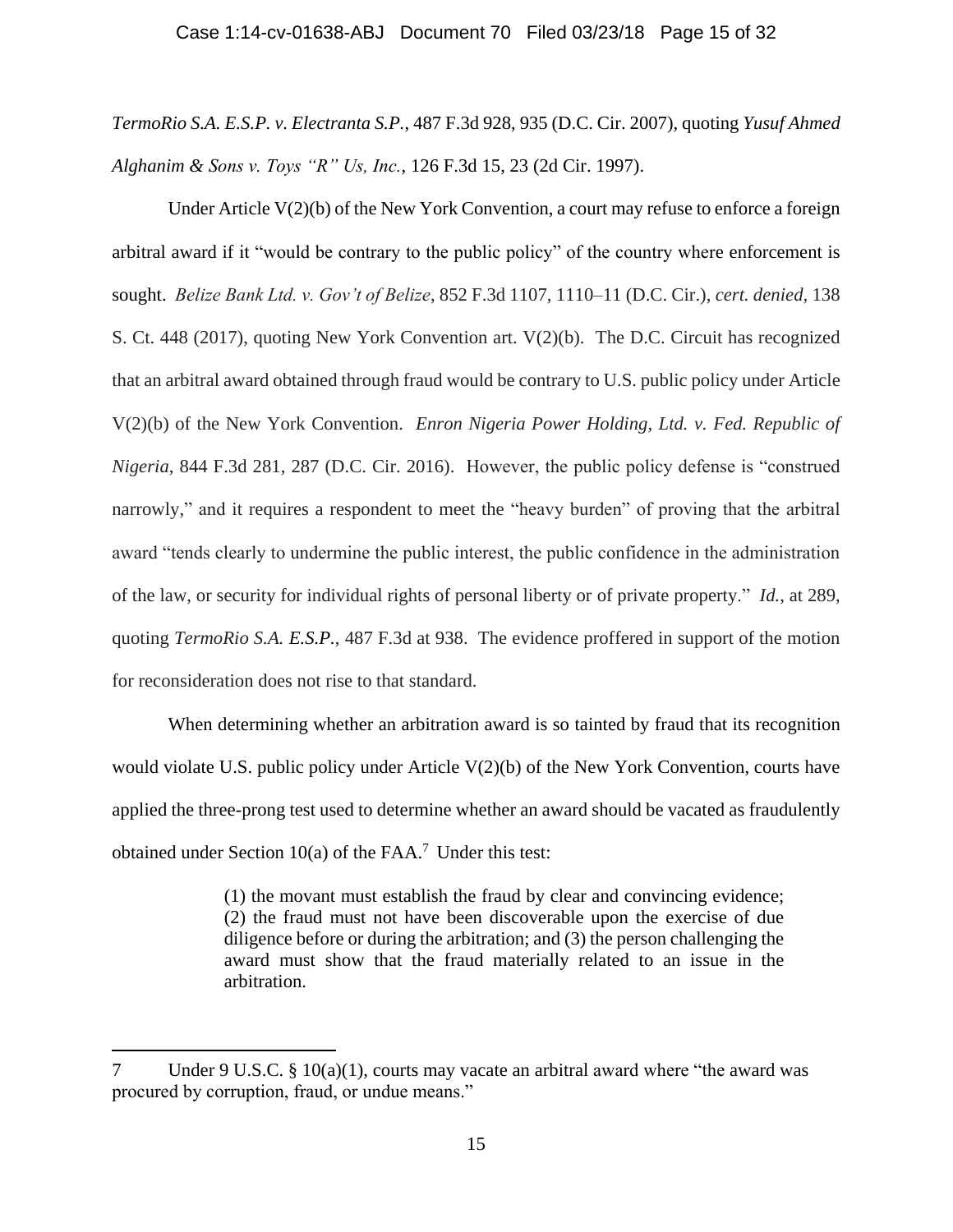*TermoRio S.A. E.S.P. v. Electranta S.P.*, 487 F.3d 928, 935 (D.C. Cir. 2007), quoting *Yusuf Ahmed Alghanim & Sons v. Toys "R" Us, Inc.*, 126 F.3d 15, 23 (2d Cir. 1997).

Under Article V(2)(b) of the New York Convention, a court may refuse to enforce a foreign arbitral award if it "would be contrary to the public policy" of the country where enforcement is sought. *Belize Bank Ltd. v. Gov't of Belize*, 852 F.3d 1107, 1110–11 (D.C. Cir.), *cert. denied*, 138 S. Ct. 448 (2017), quoting New York Convention art. V(2)(b). The D.C. Circuit has recognized that an arbitral award obtained through fraud would be contrary to U.S. public policy under Article V(2)(b) of the New York Convention. *Enron Nigeria Power Holding, Ltd. v. Fed. Republic of Nigeria*, 844 F.3d 281, 287 (D.C. Cir. 2016). However, the public policy defense is "construed narrowly," and it requires a respondent to meet the "heavy burden" of proving that the arbitral award "tends clearly to undermine the public interest, the public confidence in the administration of the law, or security for individual rights of personal liberty or of private property." *Id.*, at 289, quoting *TermoRio S.A. E.S.P.*, 487 F.3d at 938. The evidence proffered in support of the motion for reconsideration does not rise to that standard.

When determining whether an arbitration award is so tainted by fraud that its recognition would violate U.S. public policy under Article V(2)(b) of the New York Convention, courts have applied the three-prong test used to determine whether an award should be vacated as fraudulently obtained under Section 10(a) of the FAA.[7] Under this test:

> (1) the movant must establish the fraud by clear and convincing evidence; (2) the fraud must not have been discoverable upon the exercise of due diligence before or during the arbitration; and (3) the person challenging the award must show that the fraud materially related to an issue in the arbitration.

---

[7] Under 9 U.S.C. § 10(a)(1), courts may vacate an arbitral award where "the award was procured by corruption, fraud, or undue means."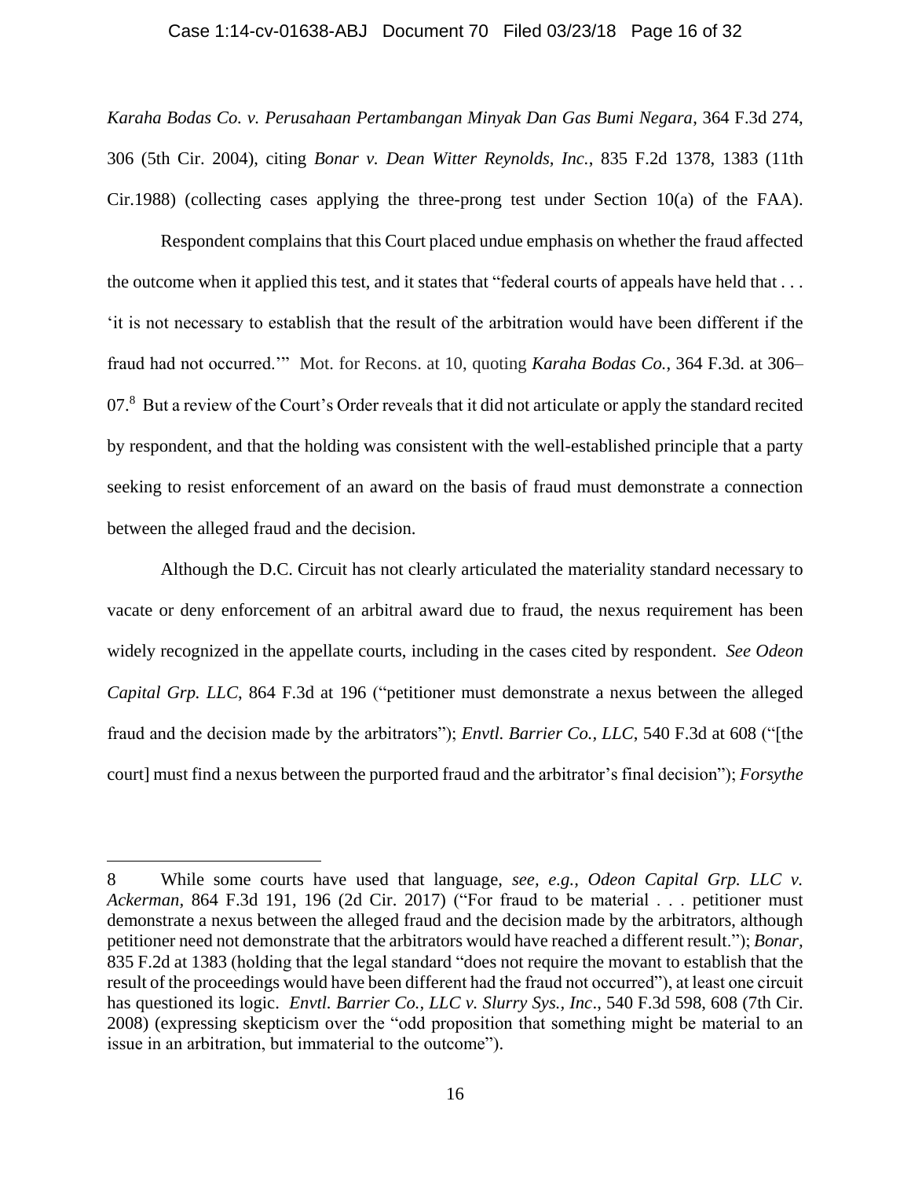*Karaha Bodas Co. v. Perusahaan Pertambangan Minyak Dan Gas Bumi Negara*, 364 F.3d 274, 306 (5th Cir. 2004), citing *Bonar v. Dean Witter Reynolds, Inc.*, 835 F.2d 1378, 1383 (11th Cir.1988) (collecting cases applying the three-prong test under Section 10(a) of the FAA).

Respondent complains that this Court placed undue emphasis on whether the fraud affected the outcome when it applied this test, and it states that "federal courts of appeals have held that . . . 'it is not necessary to establish that the result of the arbitration would have been different if the fraud had not occurred.'" Mot. for Recons. at 10, quoting *Karaha Bodas Co.*, 364 F.3d. at 306–07.[8] But a review of the Court's Order reveals that it did not articulate or apply the standard recited by respondent, and that the holding was consistent with the well-established principle that a party seeking to resist enforcement of an award on the basis of fraud must demonstrate a connection between the alleged fraud and the decision.

Although the D.C. Circuit has not clearly articulated the materiality standard necessary to vacate or deny enforcement of an arbitral award due to fraud, the nexus requirement has been widely recognized in the appellate courts, including in the cases cited by respondent. *See Odeon Capital Grp. LLC*, 864 F.3d at 196 ("petitioner must demonstrate a nexus between the alleged fraud and the decision made by the arbitrators"); *Envtl. Barrier Co., LLC*, 540 F.3d at 608 ("[the court] must find a nexus between the purported fraud and the arbitrator's final decision"); *Forsythe*

---

8 While some courts have used that language, *see, e.g.*, *Odeon Capital Grp. LLC v. Ackerman*, 864 F.3d 191, 196 (2d Cir. 2017) ("For fraud to be material . . . petitioner must demonstrate a nexus between the alleged fraud and the decision made by the arbitrators, although petitioner need not demonstrate that the arbitrators would have reached a different result."); *Bonar*, 835 F.2d at 1383 (holding that the legal standard "does not require the movant to establish that the result of the proceedings would have been different had the fraud not occurred"), at least one circuit has questioned its logic. *Envtl. Barrier Co., LLC v. Slurry Sys., Inc*., 540 F.3d 598, 608 (7th Cir. 2008) (expressing skepticism over the "odd proposition that something might be material to an issue in an arbitration, but immaterial to the outcome").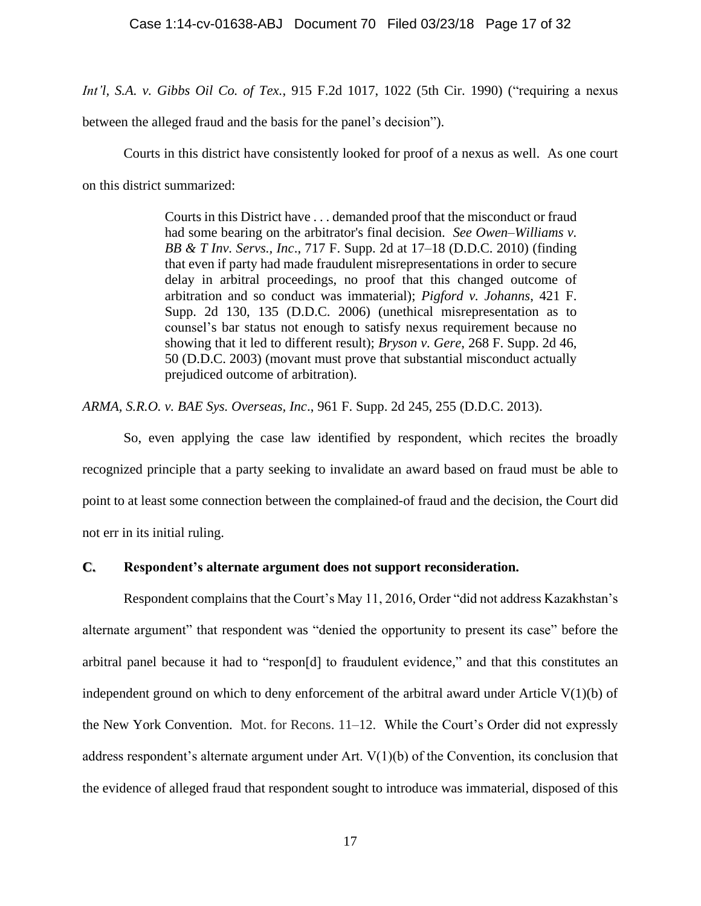*Int'l, S.A. v. Gibbs Oil Co. of Tex.*, 915 F.2d 1017, 1022 (5th Cir. 1990) ("requiring a nexus between the alleged fraud and the basis for the panel's decision").

Courts in this district have consistently looked for proof of a nexus as well. As one court on this district summarized:

> Courts in this District have . . . demanded proof that the misconduct or fraud had some bearing on the arbitrator's final decision. *See Owen–Williams v. BB & T Inv. Servs., Inc*., 717 F. Supp. 2d at 17–18 (D.D.C. 2010) (finding that even if party had made fraudulent misrepresentations in order to secure delay in arbitral proceedings, no proof that this changed outcome of arbitration and so conduct was immaterial); *Pigford v. Johanns*, 421 F. Supp. 2d 130, 135 (D.D.C. 2006) (unethical misrepresentation as to counsel's bar status not enough to satisfy nexus requirement because no showing that it led to different result); *Bryson v. Gere*, 268 F. Supp. 2d 46, 50 (D.D.C. 2003) (movant must prove that substantial misconduct actually prejudiced outcome of arbitration).

*ARMA, S.R.O. v. BAE Sys. Overseas, Inc*., 961 F. Supp. 2d 245, 255 (D.D.C. 2013).

So, even applying the case law identified by respondent, which recites the broadly recognized principle that a party seeking to invalidate an award based on fraud must be able to point to at least some connection between the complained-of fraud and the decision, the Court did not err in its initial ruling.

### C. Respondent's alternate argument does not support reconsideration.

Respondent complains that the Court's May 11, 2016, Order "did not address Kazakhstan's alternate argument" that respondent was "denied the opportunity to present its case" before the arbitral panel because it had to "respon[d] to fraudulent evidence," and that this constitutes an independent ground on which to deny enforcement of the arbitral award under Article V(1)(b) of the New York Convention. Mot. for Recons. 11–12. While the Court's Order did not expressly address respondent's alternate argument under Art. V(1)(b) of the Convention, its conclusion that the evidence of alleged fraud that respondent sought to introduce was immaterial, disposed of this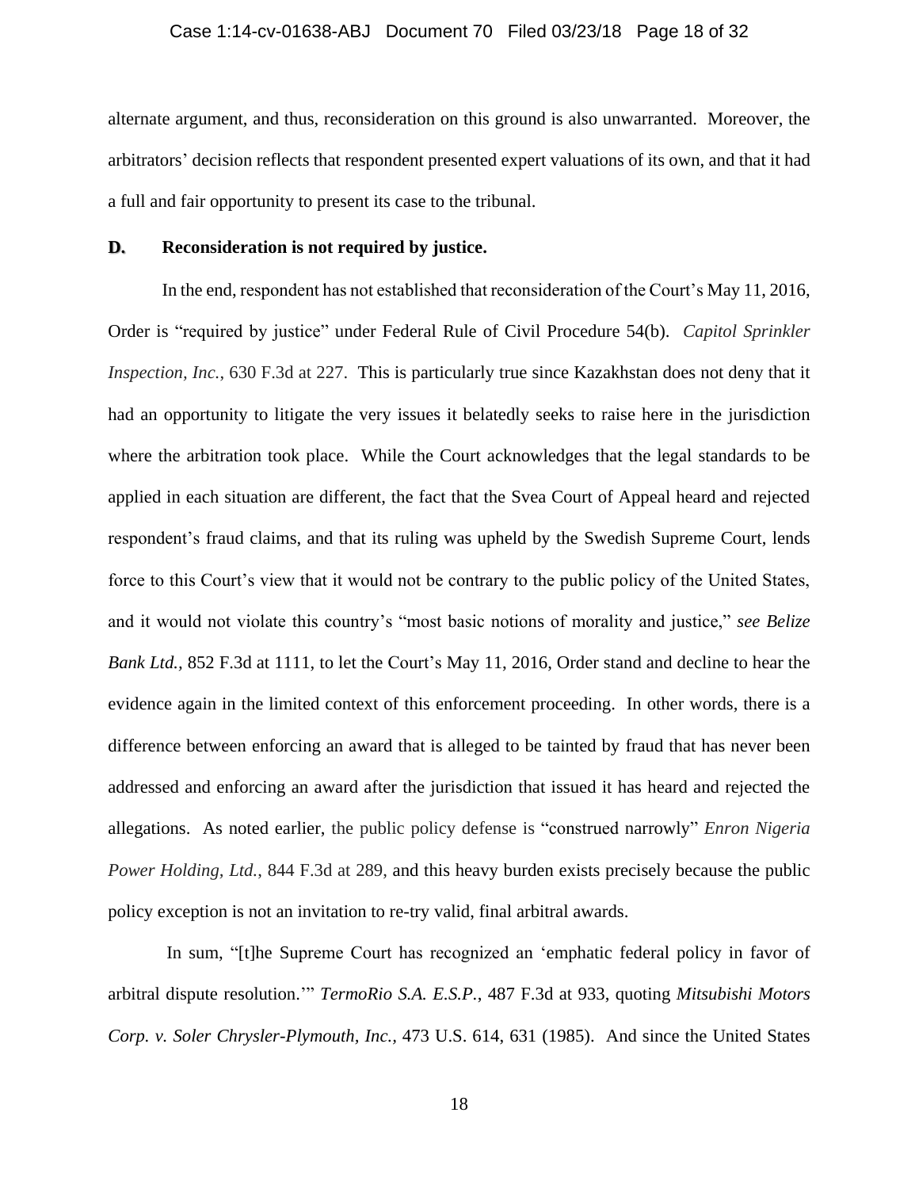alternate argument, and thus, reconsideration on this ground is also unwarranted. Moreover, the arbitrators' decision reflects that respondent presented expert valuations of its own, and that it had a full and fair opportunity to present its case to the tribunal.

### D. Reconsideration is not required by justice.

In the end, respondent has not established that reconsideration of the Court's May 11, 2016, Order is "required by justice" under Federal Rule of Civil Procedure 54(b). *Capitol Sprinkler Inspection, Inc.*, 630 F.3d at 227. This is particularly true since Kazakhstan does not deny that it had an opportunity to litigate the very issues it belatedly seeks to raise here in the jurisdiction where the arbitration took place. While the Court acknowledges that the legal standards to be applied in each situation are different, the fact that the Svea Court of Appeal heard and rejected respondent's fraud claims, and that its ruling was upheld by the Swedish Supreme Court, lends force to this Court's view that it would not be contrary to the public policy of the United States, and it would not violate this country's "most basic notions of morality and justice," *see Belize Bank Ltd.*, 852 F.3d at 1111, to let the Court's May 11, 2016, Order stand and decline to hear the evidence again in the limited context of this enforcement proceeding. In other words, there is a difference between enforcing an award that is alleged to be tainted by fraud that has never been addressed and enforcing an award after the jurisdiction that issued it has heard and rejected the allegations. As noted earlier, the public policy defense is "construed narrowly" *Enron Nigeria Power Holding, Ltd.*, 844 F.3d at 289, and this heavy burden exists precisely because the public policy exception is not an invitation to re-try valid, final arbitral awards.

In sum, "[t]he Supreme Court has recognized an 'emphatic federal policy in favor of arbitral dispute resolution.'" *TermoRio S.A. E.S.P.*, 487 F.3d at 933, quoting *Mitsubishi Motors Corp. v. Soler Chrysler-Plymouth, Inc.*, 473 U.S. 614, 631 (1985). And since the United States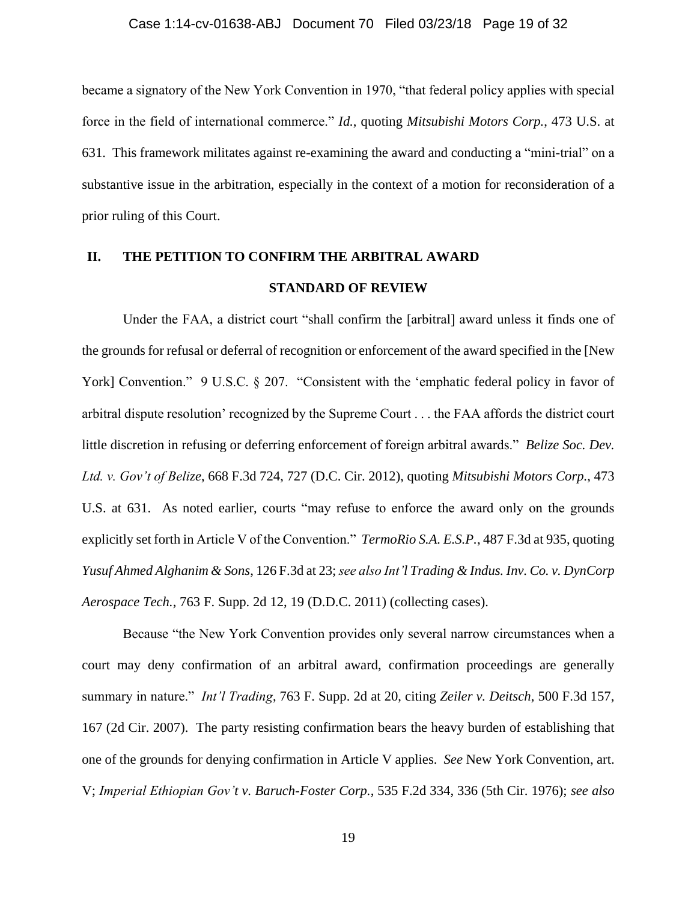became a signatory of the New York Convention in 1970, "that federal policy applies with special force in the field of international commerce." *Id.*, quoting *Mitsubishi Motors Corp.*, 473 U.S. at 631. This framework militates against re-examining the award and conducting a "mini-trial" on a substantive issue in the arbitration, especially in the context of a motion for reconsideration of a prior ruling of this Court.

## II. THE PETITION TO CONFIRM THE ARBITRAL AWARD

### STANDARD OF REVIEW

Under the FAA, a district court "shall confirm the [arbitral] award unless it finds one of the grounds for refusal or deferral of recognition or enforcement of the award specified in the [New York] Convention." 9 U.S.C. § 207. "Consistent with the 'emphatic federal policy in favor of arbitral dispute resolution' recognized by the Supreme Court . . . the FAA affords the district court little discretion in refusing or deferring enforcement of foreign arbitral awards." *Belize Soc. Dev. Ltd. v. Gov't of Belize*, 668 F.3d 724, 727 (D.C. Cir. 2012), quoting *Mitsubishi Motors Corp.*, 473 U.S. at 631. As noted earlier, courts "may refuse to enforce the award only on the grounds explicitly set forth in Article V of the Convention." *TermoRio S.A. E.S.P.*, 487 F.3d at 935, quoting *Yusuf Ahmed Alghanim & Sons*, 126 F.3d at 23; *see also Int'l Trading & Indus. Inv. Co. v. DynCorp Aerospace Tech.*, 763 F. Supp. 2d 12, 19 (D.D.C. 2011) (collecting cases).

Because "the New York Convention provides only several narrow circumstances when a court may deny confirmation of an arbitral award, confirmation proceedings are generally summary in nature." *Int'l Trading*, 763 F. Supp. 2d at 20, citing *Zeiler v. Deitsch*, 500 F.3d 157, 167 (2d Cir. 2007). The party resisting confirmation bears the heavy burden of establishing that one of the grounds for denying confirmation in Article V applies. *See* New York Convention, art. V; *Imperial Ethiopian Gov't v. Baruch-Foster Corp.*, 535 F.2d 334, 336 (5th Cir. 1976); *see also*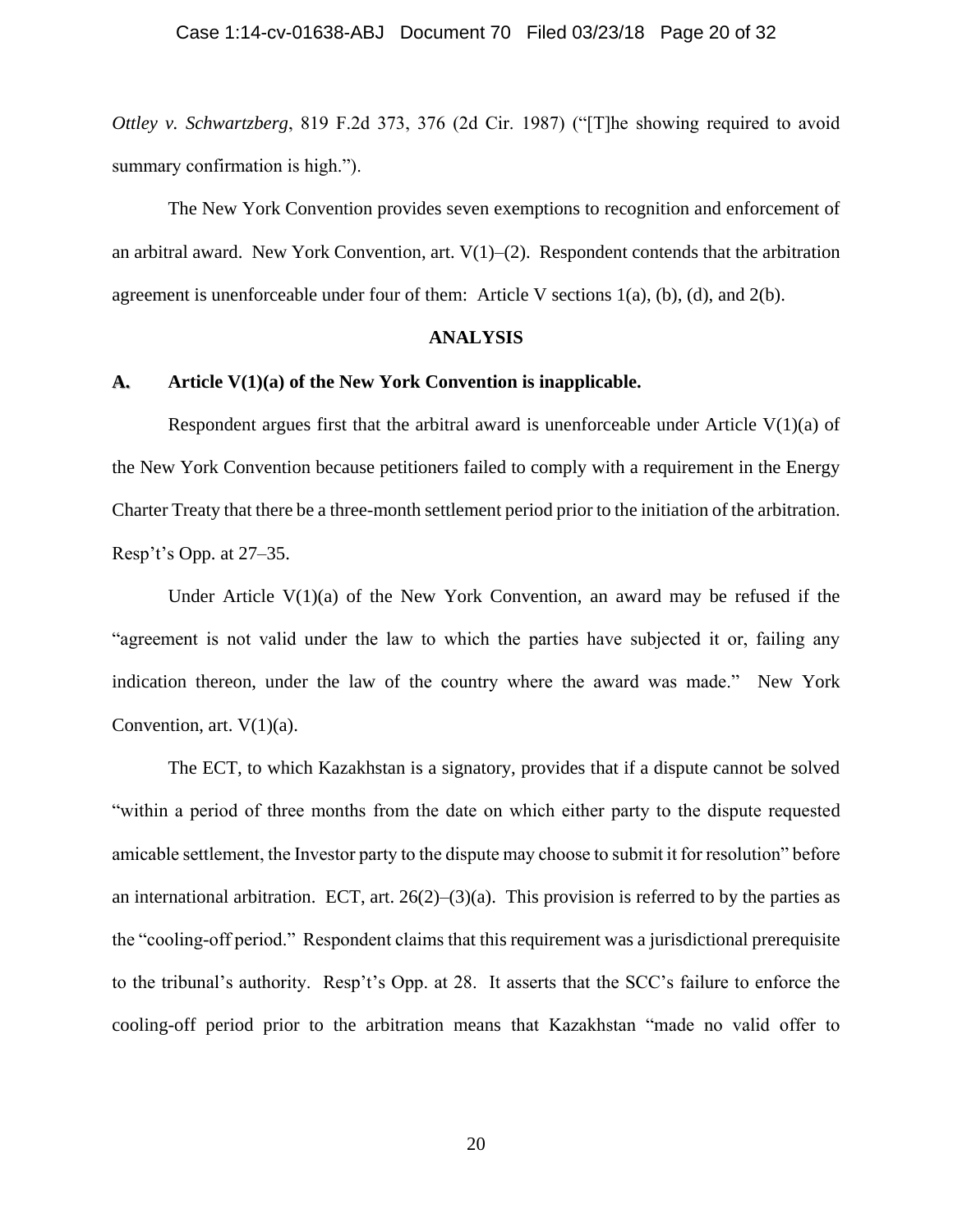*Ottley v. Schwartzberg*, 819 F.2d 373, 376 (2d Cir. 1987) ("[T]he showing required to avoid summary confirmation is high.").

The New York Convention provides seven exemptions to recognition and enforcement of an arbitral award. New York Convention, art. V(1)–(2). Respondent contends that the arbitration agreement is unenforceable under four of them: Article V sections 1(a), (b), (d), and 2(b).

## ANALYSIS

### A. Article V(1)(a) of the New York Convention is inapplicable.

Respondent argues first that the arbitral award is unenforceable under Article V(1)(a) of the New York Convention because petitioners failed to comply with a requirement in the Energy Charter Treaty that there be a three-month settlement period prior to the initiation of the arbitration. Resp't's Opp. at 27–35.

Under Article V(1)(a) of the New York Convention, an award may be refused if the "agreement is not valid under the law to which the parties have subjected it or, failing any indication thereon, under the law of the country where the award was made." New York Convention, art. V(1)(a).

The ECT, to which Kazakhstan is a signatory, provides that if a dispute cannot be solved "within a period of three months from the date on which either party to the dispute requested amicable settlement, the Investor party to the dispute may choose to submit it for resolution" before an international arbitration. ECT, art. 26(2)–(3)(a). This provision is referred to by the parties as the "cooling-off period." Respondent claims that this requirement was a jurisdictional prerequisite to the tribunal's authority. Resp't's Opp. at 28. It asserts that the SCC's failure to enforce the cooling-off period prior to the arbitration means that Kazakhstan "made no valid offer to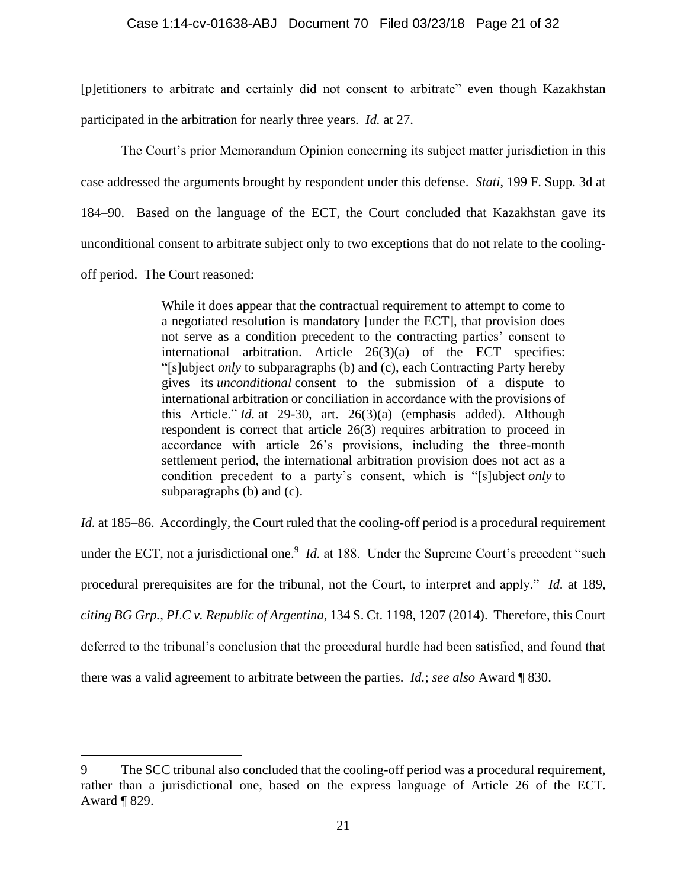[p]etitioners to arbitrate and certainly did not consent to arbitrate" even though Kazakhstan participated in the arbitration for nearly three years. *Id.* at 27.

The Court's prior Memorandum Opinion concerning its subject matter jurisdiction in this case addressed the arguments brought by respondent under this defense. *Stati*, 199 F. Supp. 3d at 184–90. Based on the language of the ECT, the Court concluded that Kazakhstan gave its unconditional consent to arbitrate subject only to two exceptions that do not relate to the cooling-off period. The Court reasoned:

> While it does appear that the contractual requirement to attempt to come to a negotiated resolution is mandatory [under the ECT], that provision does not serve as a condition precedent to the contracting parties' consent to international arbitration. Article 26(3)(a) of the ECT specifies: "[s]ubject *only* to subparagraphs (b) and (c), each Contracting Party hereby gives its *unconditional* consent to the submission of a dispute to international arbitration or conciliation in accordance with the provisions of this Article." *Id.* at 29-30, art. 26(3)(a) (emphasis added). Although respondent is correct that article 26(3) requires arbitration to proceed in accordance with article 26's provisions, including the three-month settlement period, the international arbitration provision does not act as a condition precedent to a party's consent, which is "[s]ubject *only* to subparagraphs (b) and (c).

*Id.* at 185–86. Accordingly, the Court ruled that the cooling-off period is a procedural requirement under the ECT, not a jurisdictional one.[9] *Id.* at 188. Under the Supreme Court's precedent "such procedural prerequisites are for the tribunal, not the Court, to interpret and apply." *Id.* at 189, *citing BG Grp., PLC v. Republic of Argentina*, 134 S. Ct. 1198, 1207 (2014). Therefore, this Court deferred to the tribunal's conclusion that the procedural hurdle had been satisfied, and found that there was a valid agreement to arbitrate between the parties. *Id.*; *see also* Award ¶ 830.

---

9 The SCC tribunal also concluded that the cooling-off period was a procedural requirement, rather than a jurisdictional one, based on the express language of Article 26 of the ECT. Award ¶ 829.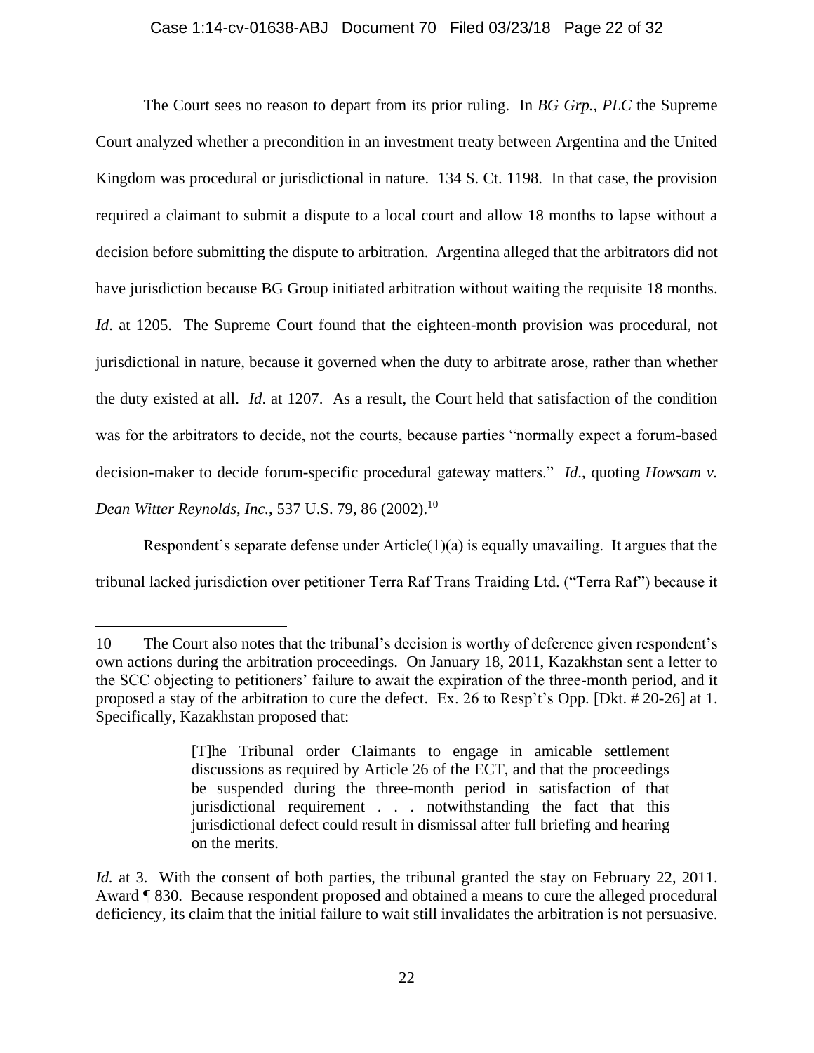The Court sees no reason to depart from its prior ruling. In *BG Grp., PLC* the Supreme Court analyzed whether a precondition in an investment treaty between Argentina and the United Kingdom was procedural or jurisdictional in nature. 134 S. Ct. 1198. In that case, the provision required a claimant to submit a dispute to a local court and allow 18 months to lapse without a decision before submitting the dispute to arbitration. Argentina alleged that the arbitrators did not have jurisdiction because BG Group initiated arbitration without waiting the requisite 18 months. *Id*. at 1205. The Supreme Court found that the eighteen-month provision was procedural, not jurisdictional in nature, because it governed when the duty to arbitrate arose, rather than whether the duty existed at all. *Id*. at 1207. As a result, the Court held that satisfaction of the condition was for the arbitrators to decide, not the courts, because parties "normally expect a forum-based decision-maker to decide forum-specific procedural gateway matters." *Id*., quoting *Howsam v. Dean Witter Reynolds, Inc.*, 537 U.S. 79, 86 (2002).[10]

Respondent's separate defense under Article(1)(a) is equally unavailing. It argues that the tribunal lacked jurisdiction over petitioner Terra Raf Trans Traiding Ltd. ("Terra Raf") because it

---

10 The Court also notes that the tribunal's decision is worthy of deference given respondent's own actions during the arbitration proceedings. On January 18, 2011, Kazakhstan sent a letter to the SCC objecting to petitioners' failure to await the expiration of the three-month period, and it proposed a stay of the arbitration to cure the defect. Ex. 26 to Resp't's Opp. [Dkt. # 20-26] at 1. Specifically, Kazakhstan proposed that:

> [T]he Tribunal order Claimants to engage in amicable settlement discussions as required by Article 26 of the ECT, and that the proceedings be suspended during the three-month period in satisfaction of that jurisdictional requirement . . . notwithstanding the fact that this jurisdictional defect could result in dismissal after full briefing and hearing on the merits.

*Id.* at 3. With the consent of both parties, the tribunal granted the stay on February 22, 2011. Award ¶ 830. Because respondent proposed and obtained a means to cure the alleged procedural deficiency, its claim that the initial failure to wait still invalidates the arbitration is not persuasive.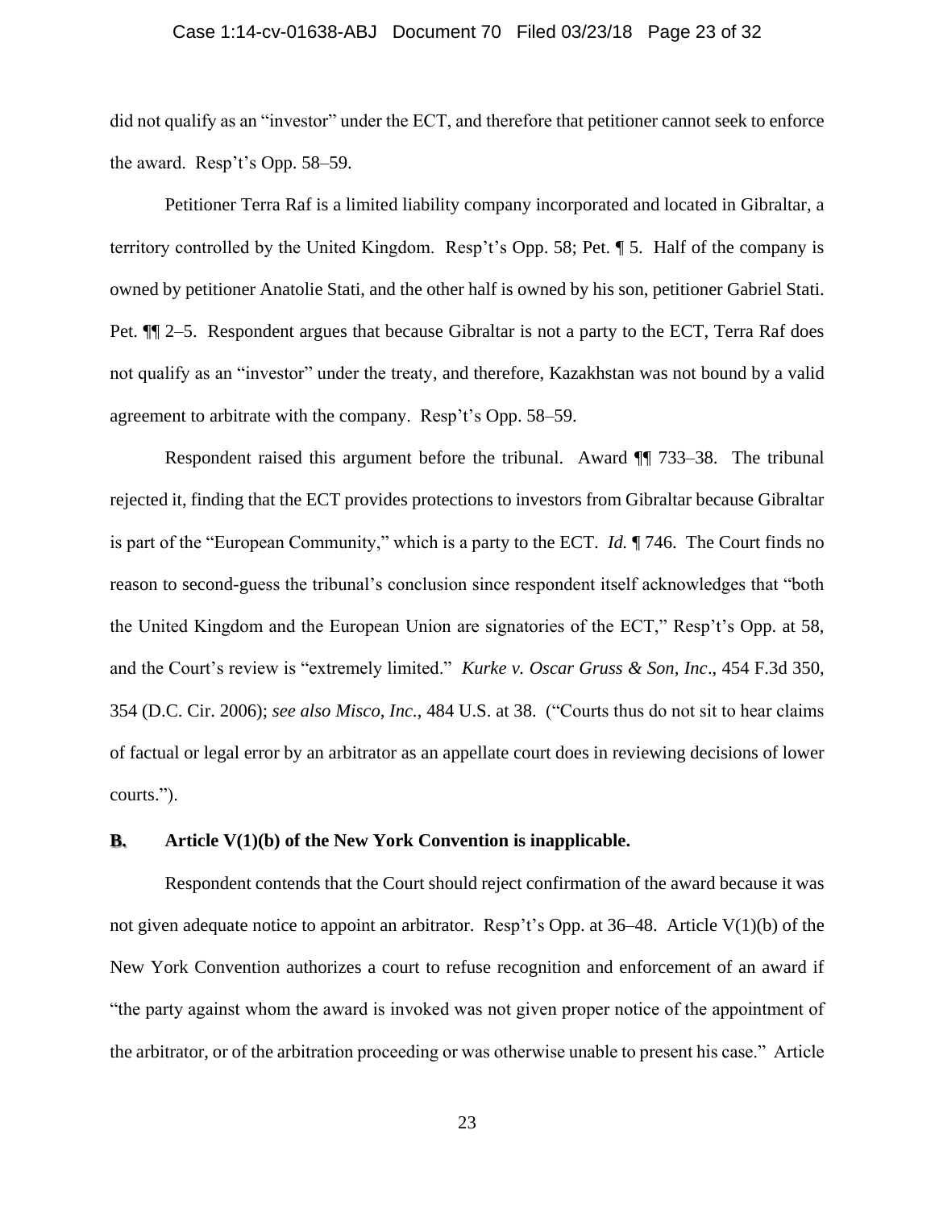did not qualify as an "investor" under the ECT, and therefore that petitioner cannot seek to enforce the award. Resp't's Opp. 58–59.

Petitioner Terra Raf is a limited liability company incorporated and located in Gibraltar, a territory controlled by the United Kingdom. Resp't's Opp. 58; Pet. ¶ 5. Half of the company is owned by petitioner Anatolie Stati, and the other half is owned by his son, petitioner Gabriel Stati. Pet. ¶¶ 2–5. Respondent argues that because Gibraltar is not a party to the ECT, Terra Raf does not qualify as an "investor" under the treaty, and therefore, Kazakhstan was not bound by a valid agreement to arbitrate with the company. Resp't's Opp. 58–59.

Respondent raised this argument before the tribunal. Award ¶¶ 733–38. The tribunal rejected it, finding that the ECT provides protections to investors from Gibraltar because Gibraltar is part of the "European Community," which is a party to the ECT. *Id.* ¶ 746. The Court finds no reason to second-guess the tribunal's conclusion since respondent itself acknowledges that "both the United Kingdom and the European Union are signatories of the ECT," Resp't's Opp. at 58, and the Court's review is "extremely limited." *Kurke v. Oscar Gruss & Son, Inc*., 454 F.3d 350, 354 (D.C. Cir. 2006); *see also Misco, Inc.*, 484 U.S. at 38. ("Courts thus do not sit to hear claims of factual or legal error by an arbitrator as an appellate court does in reviewing decisions of lower courts.").

### B. Article V(1)(b) of the New York Convention is inapplicable.

Respondent contends that the Court should reject confirmation of the award because it was not given adequate notice to appoint an arbitrator. Resp't's Opp. at 36–48. Article V(1)(b) of the New York Convention authorizes a court to refuse recognition and enforcement of an award if "the party against whom the award is invoked was not given proper notice of the appointment of the arbitrator, or of the arbitration proceeding or was otherwise unable to present his case." Article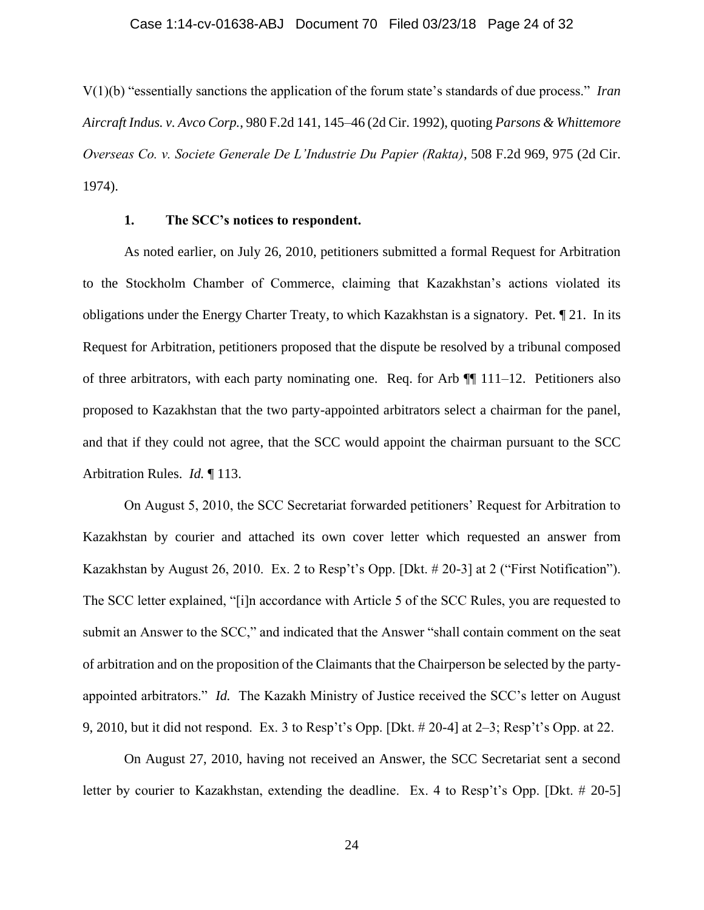V(1)(b) "essentially sanctions the application of the forum state's standards of due process." *Iran Aircraft Indus. v. Avco Corp.*, 980 F.2d 141, 145–46 (2d Cir. 1992), quoting *Parsons & Whittemore Overseas Co. v. Societe Generale De L'Industrie Du Papier (Rakta)*, 508 F.2d 969, 975 (2d Cir. 1974).

**1. The SCC's notices to respondent.**

As noted earlier, on July 26, 2010, petitioners submitted a formal Request for Arbitration to the Stockholm Chamber of Commerce, claiming that Kazakhstan's actions violated its obligations under the Energy Charter Treaty, to which Kazakhstan is a signatory. Pet. ¶ 21. In its Request for Arbitration, petitioners proposed that the dispute be resolved by a tribunal composed of three arbitrators, with each party nominating one. Req. for Arb ¶¶ 111–12. Petitioners also proposed to Kazakhstan that the two party-appointed arbitrators select a chairman for the panel, and that if they could not agree, that the SCC would appoint the chairman pursuant to the SCC Arbitration Rules. *Id.* ¶ 113.

On August 5, 2010, the SCC Secretariat forwarded petitioners' Request for Arbitration to Kazakhstan by courier and attached its own cover letter which requested an answer from Kazakhstan by August 26, 2010. Ex. 2 to Resp't's Opp. [Dkt. # 20-3] at 2 ("First Notification"). The SCC letter explained, "[i]n accordance with Article 5 of the SCC Rules, you are requested to submit an Answer to the SCC," and indicated that the Answer "shall contain comment on the seat of arbitration and on the proposition of the Claimants that the Chairperson be selected by the party-appointed arbitrators." *Id.* The Kazakh Ministry of Justice received the SCC's letter on August 9, 2010, but it did not respond. Ex. 3 to Resp't's Opp. [Dkt. # 20-4] at 2–3; Resp't's Opp. at 22.

On August 27, 2010, having not received an Answer, the SCC Secretariat sent a second letter by courier to Kazakhstan, extending the deadline. Ex. 4 to Resp't's Opp. [Dkt. # 20-5]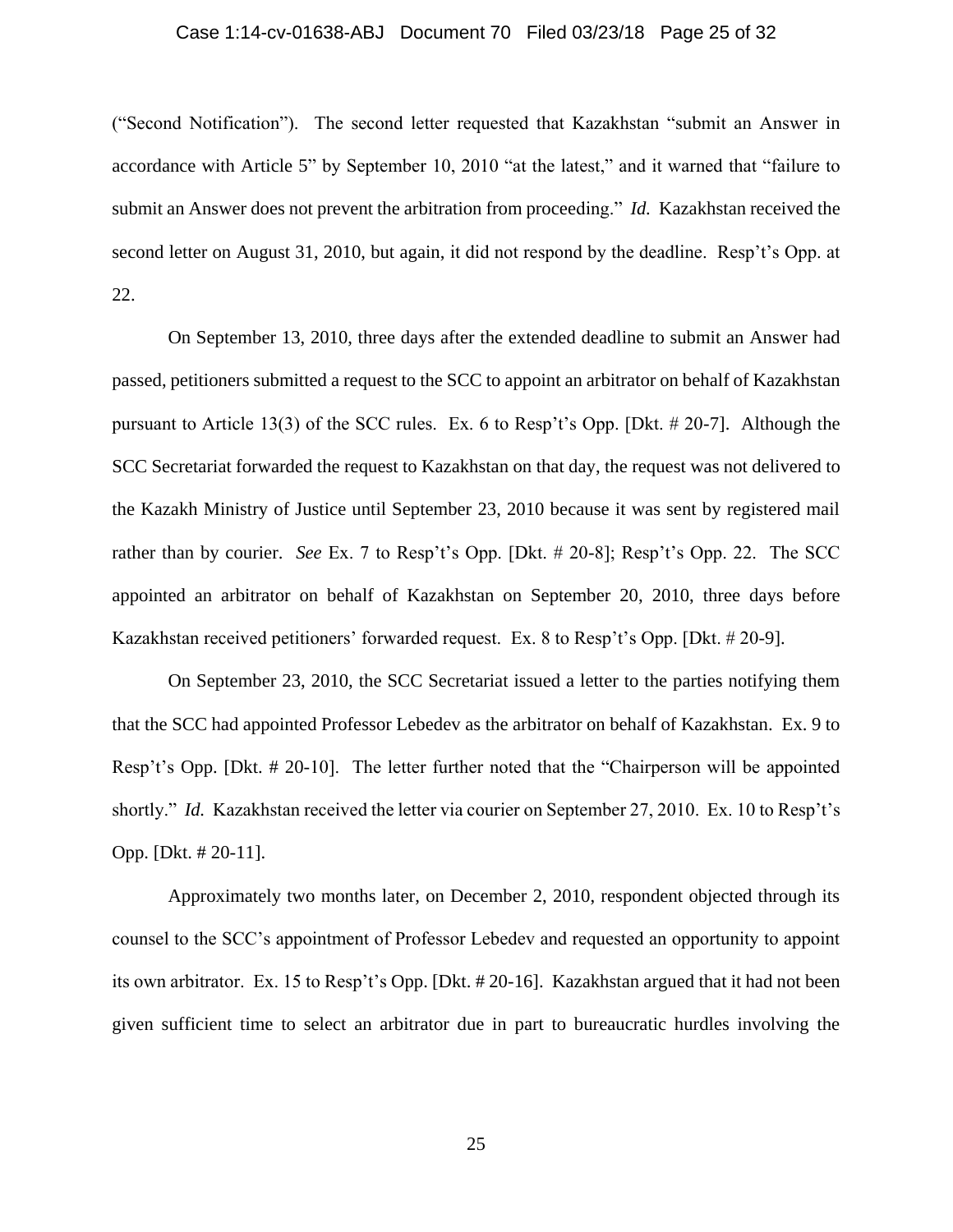("Second Notification"). The second letter requested that Kazakhstan "submit an Answer in accordance with Article 5" by September 10, 2010 "at the latest," and it warned that "failure to submit an Answer does not prevent the arbitration from proceeding." *Id.* Kazakhstan received the second letter on August 31, 2010, but again, it did not respond by the deadline. Resp't's Opp. at 22.

On September 13, 2010, three days after the extended deadline to submit an Answer had passed, petitioners submitted a request to the SCC to appoint an arbitrator on behalf of Kazakhstan pursuant to Article 13(3) of the SCC rules. Ex. 6 to Resp't's Opp. [Dkt. # 20-7]. Although the SCC Secretariat forwarded the request to Kazakhstan on that day, the request was not delivered to the Kazakh Ministry of Justice until September 23, 2010 because it was sent by registered mail rather than by courier. *See* Ex. 7 to Resp't's Opp. [Dkt. # 20-8]; Resp't's Opp. 22. The SCC appointed an arbitrator on behalf of Kazakhstan on September 20, 2010, three days before Kazakhstan received petitioners' forwarded request. Ex. 8 to Resp't's Opp. [Dkt. # 20-9].

On September 23, 2010, the SCC Secretariat issued a letter to the parties notifying them that the SCC had appointed Professor Lebedev as the arbitrator on behalf of Kazakhstan. Ex. 9 to Resp't's Opp. [Dkt. # 20-10]. The letter further noted that the "Chairperson will be appointed shortly." *Id.* Kazakhstan received the letter via courier on September 27, 2010. Ex. 10 to Resp't's Opp. [Dkt. # 20-11].

Approximately two months later, on December 2, 2010, respondent objected through its counsel to the SCC's appointment of Professor Lebedev and requested an opportunity to appoint its own arbitrator. Ex. 15 to Resp't's Opp. [Dkt. # 20-16]. Kazakhstan argued that it had not been given sufficient time to select an arbitrator due in part to bureaucratic hurdles involving the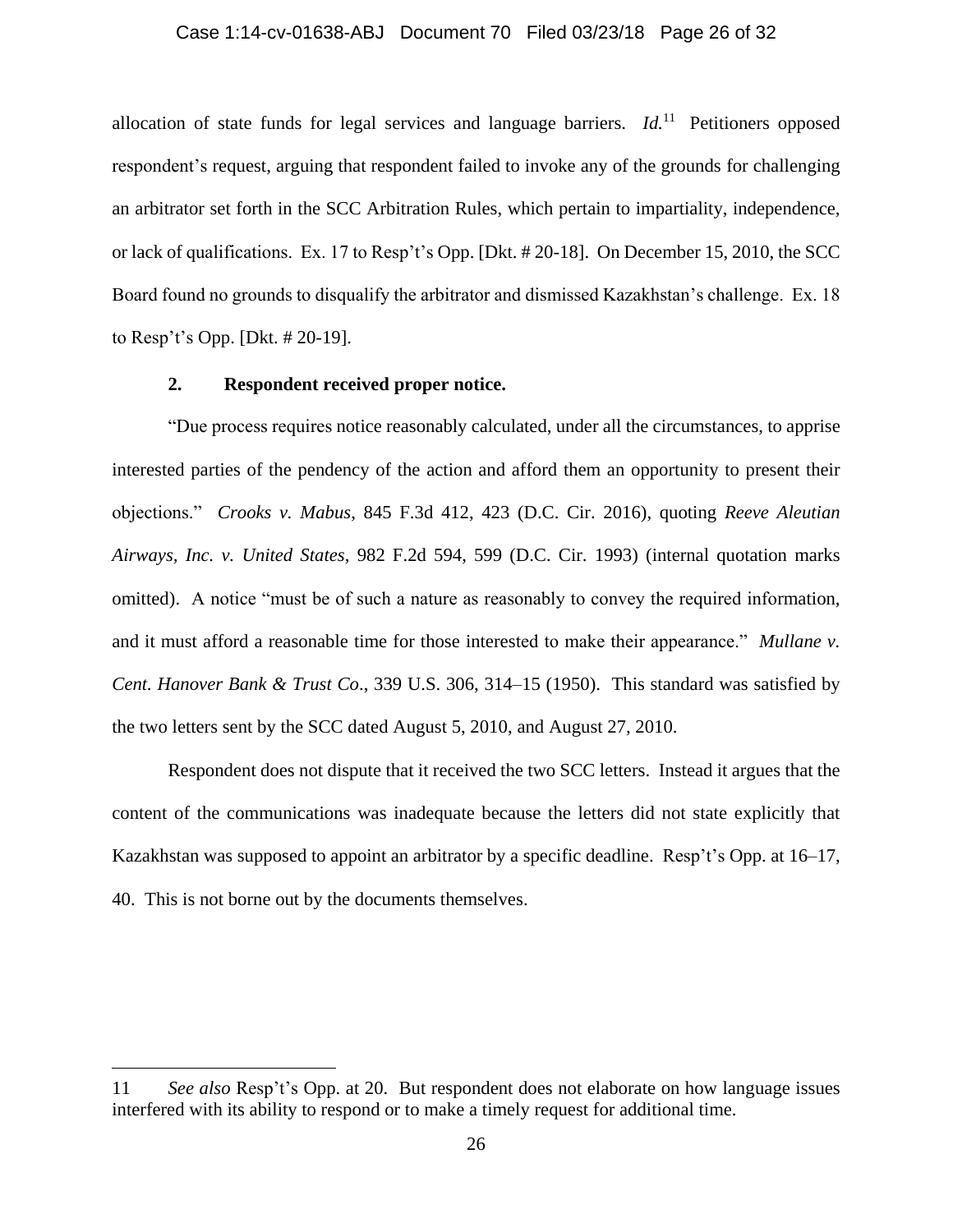allocation of state funds for legal services and language barriers. *Id.*[11] Petitioners opposed respondent's request, arguing that respondent failed to invoke any of the grounds for challenging an arbitrator set forth in the SCC Arbitration Rules, which pertain to impartiality, independence, or lack of qualifications. Ex. 17 to Resp't's Opp. [Dkt. # 20-18]. On December 15, 2010, the SCC Board found no grounds to disqualify the arbitrator and dismissed Kazakhstan's challenge. Ex. 18 to Resp't's Opp. [Dkt. # 20-19].

**2. Respondent received proper notice.**

"Due process requires notice reasonably calculated, under all the circumstances, to apprise interested parties of the pendency of the action and afford them an opportunity to present their objections." *Crooks v. Mabus*, 845 F.3d 412, 423 (D.C. Cir. 2016), quoting *Reeve Aleutian Airways, Inc. v. United States*, 982 F.2d 594, 599 (D.C. Cir. 1993) (internal quotation marks omitted). A notice "must be of such a nature as reasonably to convey the required information, and it must afford a reasonable time for those interested to make their appearance." *Mullane v. Cent. Hanover Bank & Trust Co.*, 339 U.S. 306, 314–15 (1950). This standard was satisfied by the two letters sent by the SCC dated August 5, 2010, and August 27, 2010.

Respondent does not dispute that it received the two SCC letters. Instead it argues that the content of the communications was inadequate because the letters did not state explicitly that Kazakhstan was supposed to appoint an arbitrator by a specific deadline. Resp't's Opp. at 16–17, 40. This is not borne out by the documents themselves.

---

11 *See also* Resp't's Opp. at 20. But respondent does not elaborate on how language issues interfered with its ability to respond or to make a timely request for additional time.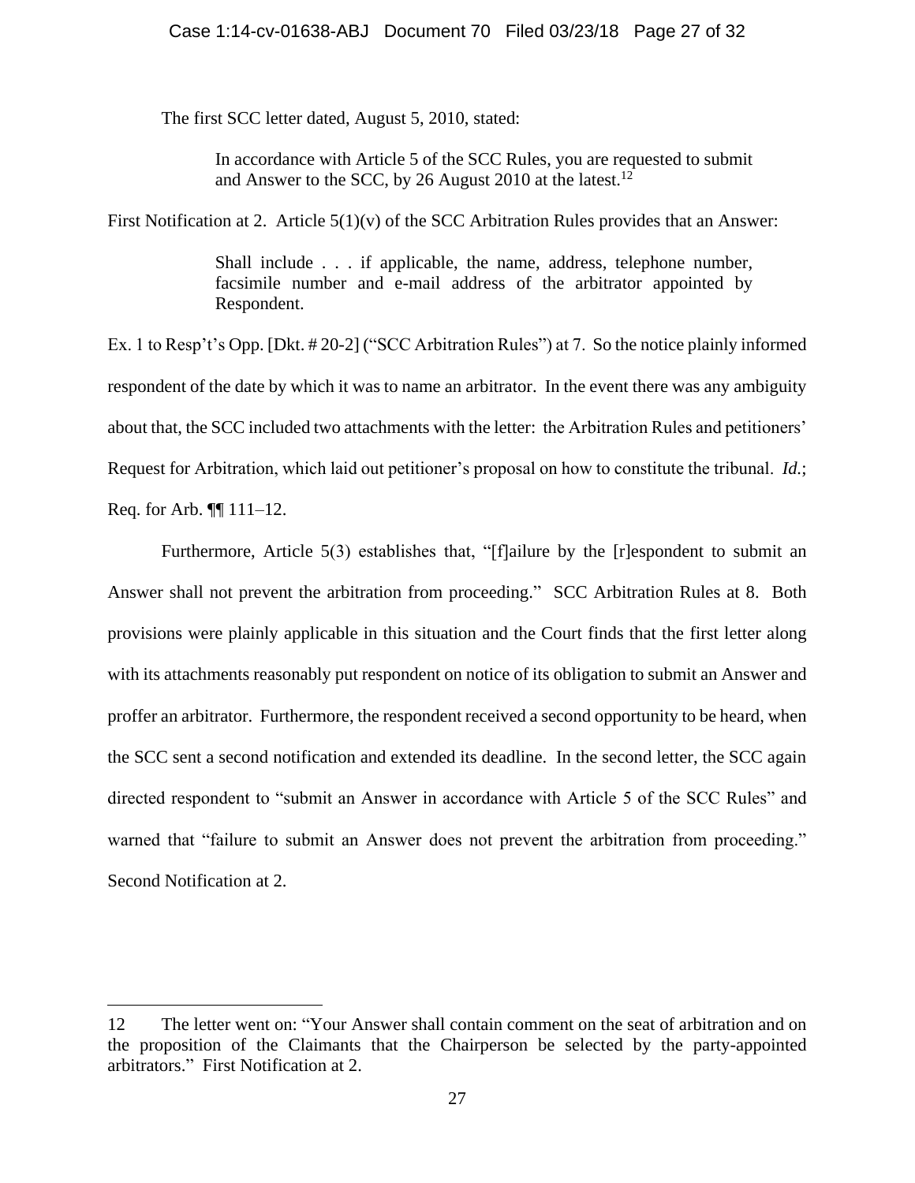The first SCC letter dated, August 5, 2010, stated:

> In accordance with Article 5 of the SCC Rules, you are requested to submit and Answer to the SCC, by 26 August 2010 at the latest.[12]

First Notification at 2. Article 5(1)(v) of the SCC Arbitration Rules provides that an Answer:

> Shall include . . . if applicable, the name, address, telephone number, facsimile number and e-mail address of the arbitrator appointed by Respondent.

Ex. 1 to Resp't's Opp. [Dkt. # 20-2] ("SCC Arbitration Rules") at 7. So the notice plainly informed respondent of the date by which it was to name an arbitrator. In the event there was any ambiguity about that, the SCC included two attachments with the letter: the Arbitration Rules and petitioners' Request for Arbitration, which laid out petitioner's proposal on how to constitute the tribunal. *Id.*; Req. for Arb. ¶¶ 111–12.

Furthermore, Article 5(3) establishes that, "[f]ailure by the [r]espondent to submit an Answer shall not prevent the arbitration from proceeding." SCC Arbitration Rules at 8. Both provisions were plainly applicable in this situation and the Court finds that the first letter along with its attachments reasonably put respondent on notice of its obligation to submit an Answer and proffer an arbitrator. Furthermore, the respondent received a second opportunity to be heard, when the SCC sent a second notification and extended its deadline. In the second letter, the SCC again directed respondent to "submit an Answer in accordance with Article 5 of the SCC Rules" and warned that "failure to submit an Answer does not prevent the arbitration from proceeding." Second Notification at 2.

---

12 The letter went on: "Your Answer shall contain comment on the seat of arbitration and on the proposition of the Claimants that the Chairperson be selected by the party-appointed arbitrators." First Notification at 2.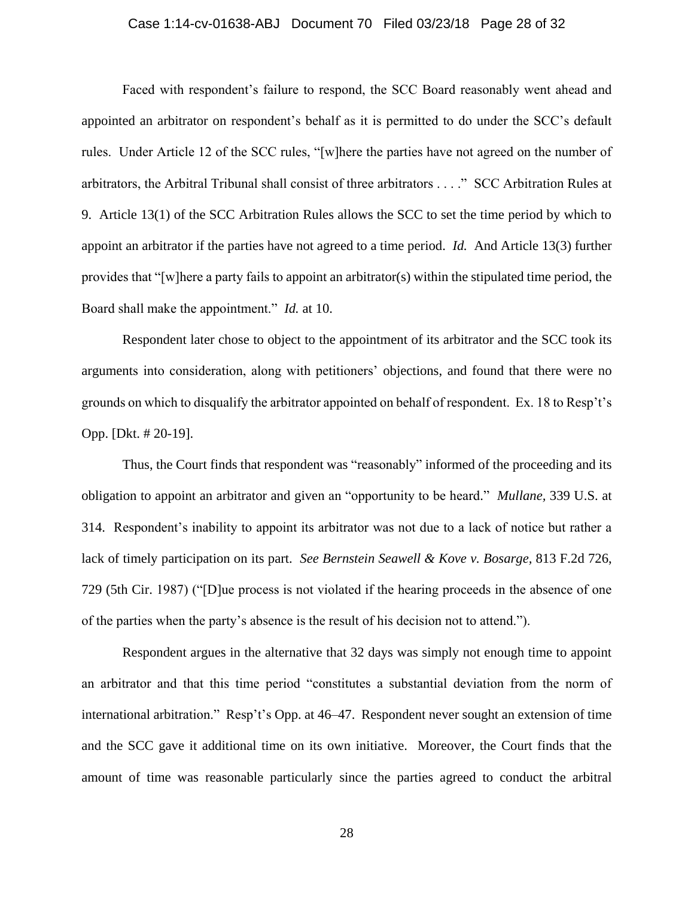Faced with respondent's failure to respond, the SCC Board reasonably went ahead and appointed an arbitrator on respondent's behalf as it is permitted to do under the SCC's default rules. Under Article 12 of the SCC rules, "[w]here the parties have not agreed on the number of arbitrators, the Arbitral Tribunal shall consist of three arbitrators . . . ." SCC Arbitration Rules at 9. Article 13(1) of the SCC Arbitration Rules allows the SCC to set the time period by which to appoint an arbitrator if the parties have not agreed to a time period. *Id.* And Article 13(3) further provides that "[w]here a party fails to appoint an arbitrator(s) within the stipulated time period, the Board shall make the appointment." *Id.* at 10.

Respondent later chose to object to the appointment of its arbitrator and the SCC took its arguments into consideration, along with petitioners' objections, and found that there were no grounds on which to disqualify the arbitrator appointed on behalf of respondent. Ex. 18 to Resp't's Opp. [Dkt. # 20-19].

Thus, the Court finds that respondent was "reasonably" informed of the proceeding and its obligation to appoint an arbitrator and given an "opportunity to be heard." *Mullane,* 339 U.S. at 314. Respondent's inability to appoint its arbitrator was not due to a lack of notice but rather a lack of timely participation on its part. *See Bernstein Seawell & Kove v. Bosarge,* 813 F.2d 726, 729 (5th Cir. 1987) ("[D]ue process is not violated if the hearing proceeds in the absence of one of the parties when the party's absence is the result of his decision not to attend.").

Respondent argues in the alternative that 32 days was simply not enough time to appoint an arbitrator and that this time period "constitutes a substantial deviation from the norm of international arbitration." Resp't's Opp. at 46–47. Respondent never sought an extension of time and the SCC gave it additional time on its own initiative. Moreover, the Court finds that the amount of time was reasonable particularly since the parties agreed to conduct the arbitral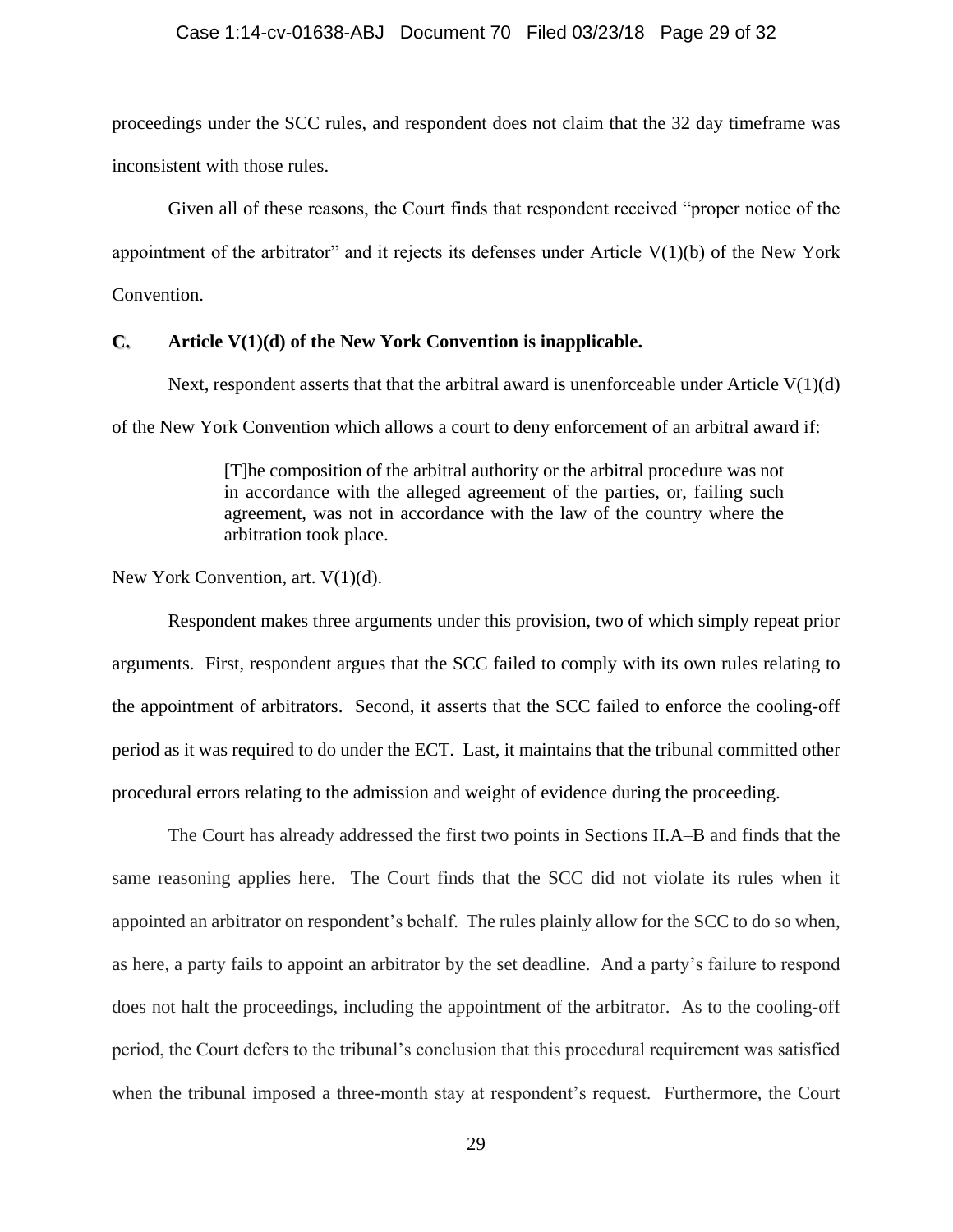proceedings under the SCC rules, and respondent does not claim that the 32 day timeframe was inconsistent with those rules.

Given all of these reasons, the Court finds that respondent received "proper notice of the appointment of the arbitrator" and it rejects its defenses under Article V(1)(b) of the New York Convention.

### C. Article V(1)(d) of the New York Convention is inapplicable.

Next, respondent asserts that that the arbitral award is unenforceable under Article V(1)(d) of the New York Convention which allows a court to deny enforcement of an arbitral award if:

> [T]he composition of the arbitral authority or the arbitral procedure was not in accordance with the alleged agreement of the parties, or, failing such agreement, was not in accordance with the law of the country where the arbitration took place.

New York Convention, art. V(1)(d).

Respondent makes three arguments under this provision, two of which simply repeat prior arguments. First, respondent argues that the SCC failed to comply with its own rules relating to the appointment of arbitrators. Second, it asserts that the SCC failed to enforce the cooling-off period as it was required to do under the ECT. Last, it maintains that the tribunal committed other procedural errors relating to the admission and weight of evidence during the proceeding.

The Court has already addressed the first two points in Sections II.A–B and finds that the same reasoning applies here. The Court finds that the SCC did not violate its rules when it appointed an arbitrator on respondent's behalf. The rules plainly allow for the SCC to do so when, as here, a party fails to appoint an arbitrator by the set deadline. And a party's failure to respond does not halt the proceedings, including the appointment of the arbitrator. As to the cooling-off period, the Court defers to the tribunal's conclusion that this procedural requirement was satisfied when the tribunal imposed a three-month stay at respondent's request. Furthermore, the Court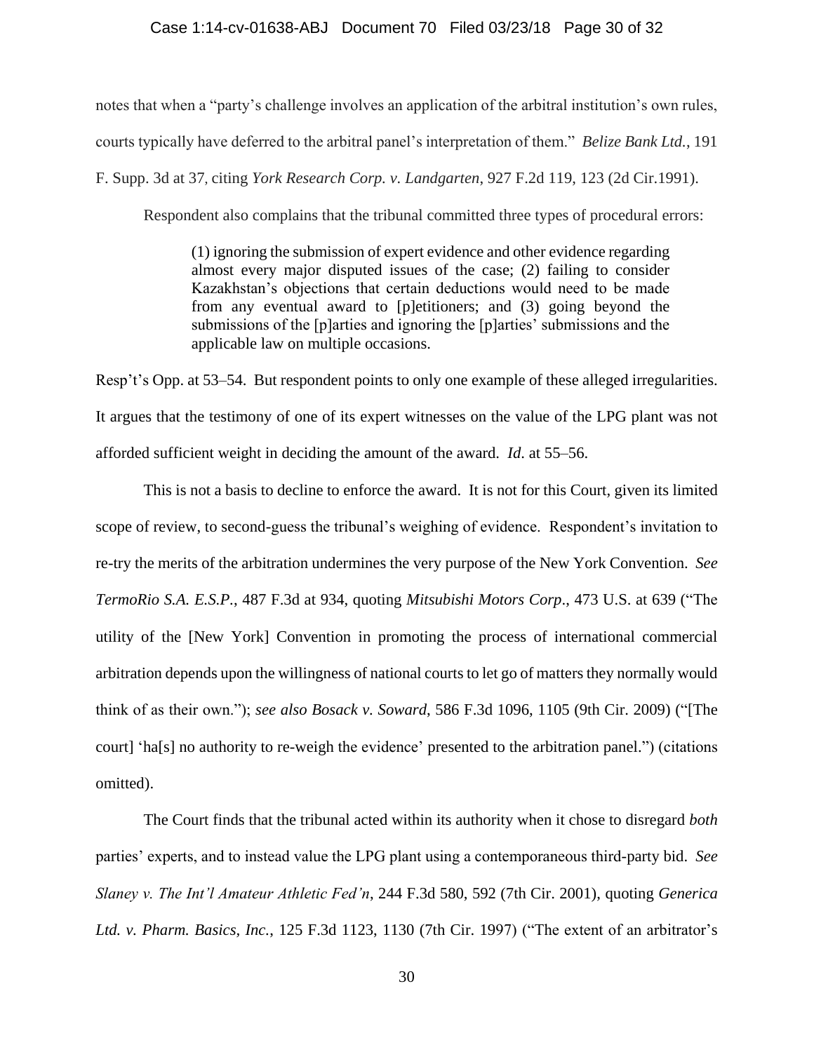notes that when a "party's challenge involves an application of the arbitral institution's own rules, courts typically have deferred to the arbitral panel's interpretation of them." *Belize Bank Ltd.*, 191 F. Supp. 3d at 37, citing *York Research Corp. v. Landgarten*, 927 F.2d 119, 123 (2d Cir.1991).

Respondent also complains that the tribunal committed three types of procedural errors:

> (1) ignoring the submission of expert evidence and other evidence regarding almost every major disputed issues of the case; (2) failing to consider Kazakhstan's objections that certain deductions would need to be made from any eventual award to [p]etitioners; and (3) going beyond the submissions of the [p]arties and ignoring the [p]arties' submissions and the applicable law on multiple occasions.

Resp't's Opp. at 53–54. But respondent points to only one example of these alleged irregularities. It argues that the testimony of one of its expert witnesses on the value of the LPG plant was not afforded sufficient weight in deciding the amount of the award. *Id.* at 55–56.

This is not a basis to decline to enforce the award. It is not for this Court, given its limited scope of review, to second-guess the tribunal's weighing of evidence. Respondent's invitation to re-try the merits of the arbitration undermines the very purpose of the New York Convention. *See TermoRio S.A. E.S.P.*, 487 F.3d at 934, quoting *Mitsubishi Motors Corp*., 473 U.S. at 639 ("The utility of the [New York] Convention in promoting the process of international commercial arbitration depends upon the willingness of national courts to let go of matters they normally would think of as their own."); *see also Bosack v. Soward*, 586 F.3d 1096, 1105 (9th Cir. 2009) ("[The court] 'ha[s] no authority to re-weigh the evidence' presented to the arbitration panel.") (citations omitted).

The Court finds that the tribunal acted within its authority when it chose to disregard *both* parties' experts, and to instead value the LPG plant using a contemporaneous third-party bid. *See Slaney v. The Int'l Amateur Athletic Fed'n*, 244 F.3d 580, 592 (7th Cir. 2001), quoting *Generica Ltd. v. Pharm. Basics, Inc.*, 125 F.3d 1123, 1130 (7th Cir. 1997) ("The extent of an arbitrator's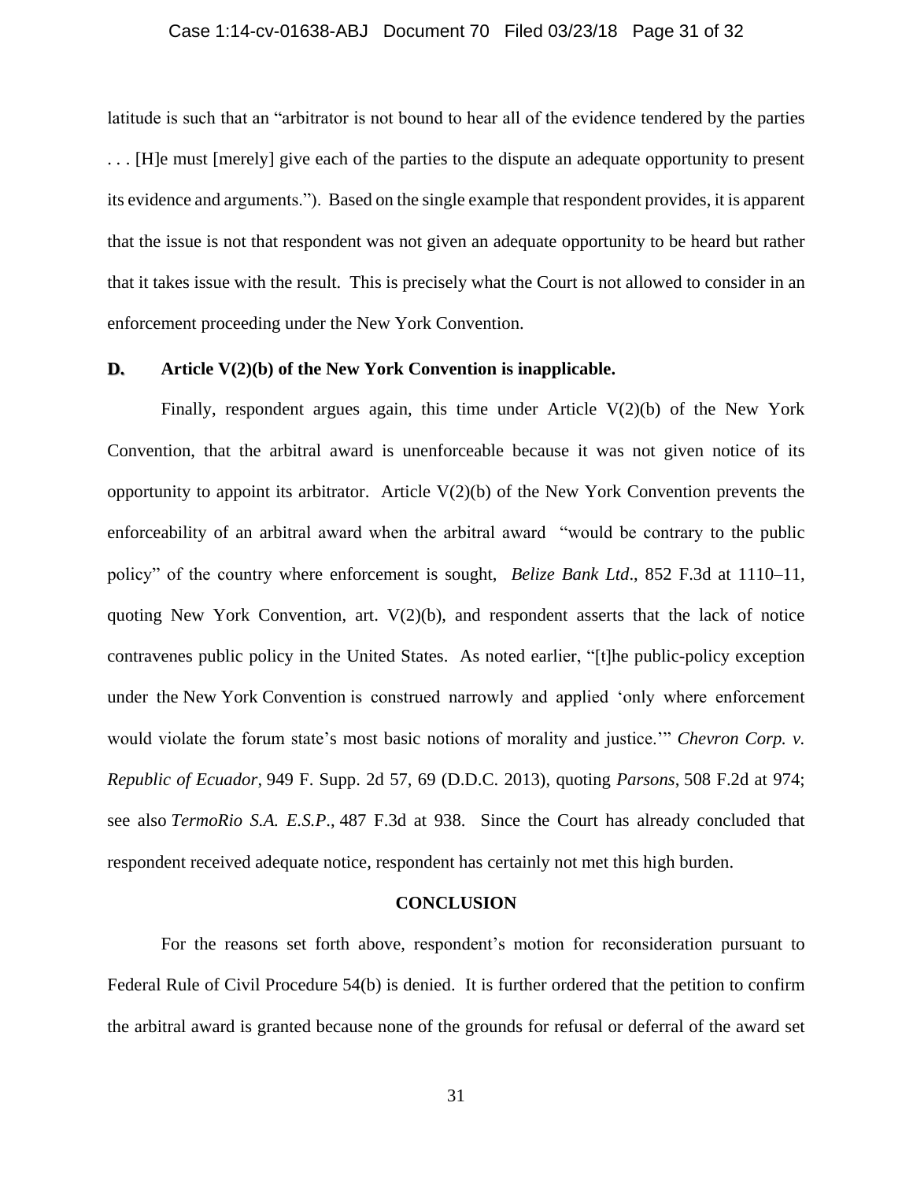latitude is such that an "arbitrator is not bound to hear all of the evidence tendered by the parties . . . [H]e must [merely] give each of the parties to the dispute an adequate opportunity to present its evidence and arguments."). Based on the single example that respondent provides, it is apparent that the issue is not that respondent was not given an adequate opportunity to be heard but rather that it takes issue with the result. This is precisely what the Court is not allowed to consider in an enforcement proceeding under the New York Convention.

### D. Article V(2)(b) of the New York Convention is inapplicable.

Finally, respondent argues again, this time under Article V(2)(b) of the New York Convention, that the arbitral award is unenforceable because it was not given notice of its opportunity to appoint its arbitrator. Article V(2)(b) of the New York Convention prevents the enforceability of an arbitral award when the arbitral award "would be contrary to the public policy" of the country where enforcement is sought, *Belize Bank Ltd*., 852 F.3d at 1110–11, quoting New York Convention, art. V(2)(b), and respondent asserts that the lack of notice contravenes public policy in the United States. As noted earlier, "[t]he public-policy exception under the New York Convention is construed narrowly and applied 'only where enforcement would violate the forum state's most basic notions of morality and justice.'" *Chevron Corp. v. Republic of Ecuador*, 949 F. Supp. 2d 57, 69 (D.D.C. 2013), quoting *Parsons*, 508 F.2d at 974; see also *TermoRio S.A. E.S.P.*, 487 F.3d at 938. Since the Court has already concluded that respondent received adequate notice, respondent has certainly not met this high burden.

## CONCLUSION

For the reasons set forth above, respondent's motion for reconsideration pursuant to Federal Rule of Civil Procedure 54(b) is denied. It is further ordered that the petition to confirm the arbitral award is granted because none of the grounds for refusal or deferral of the award set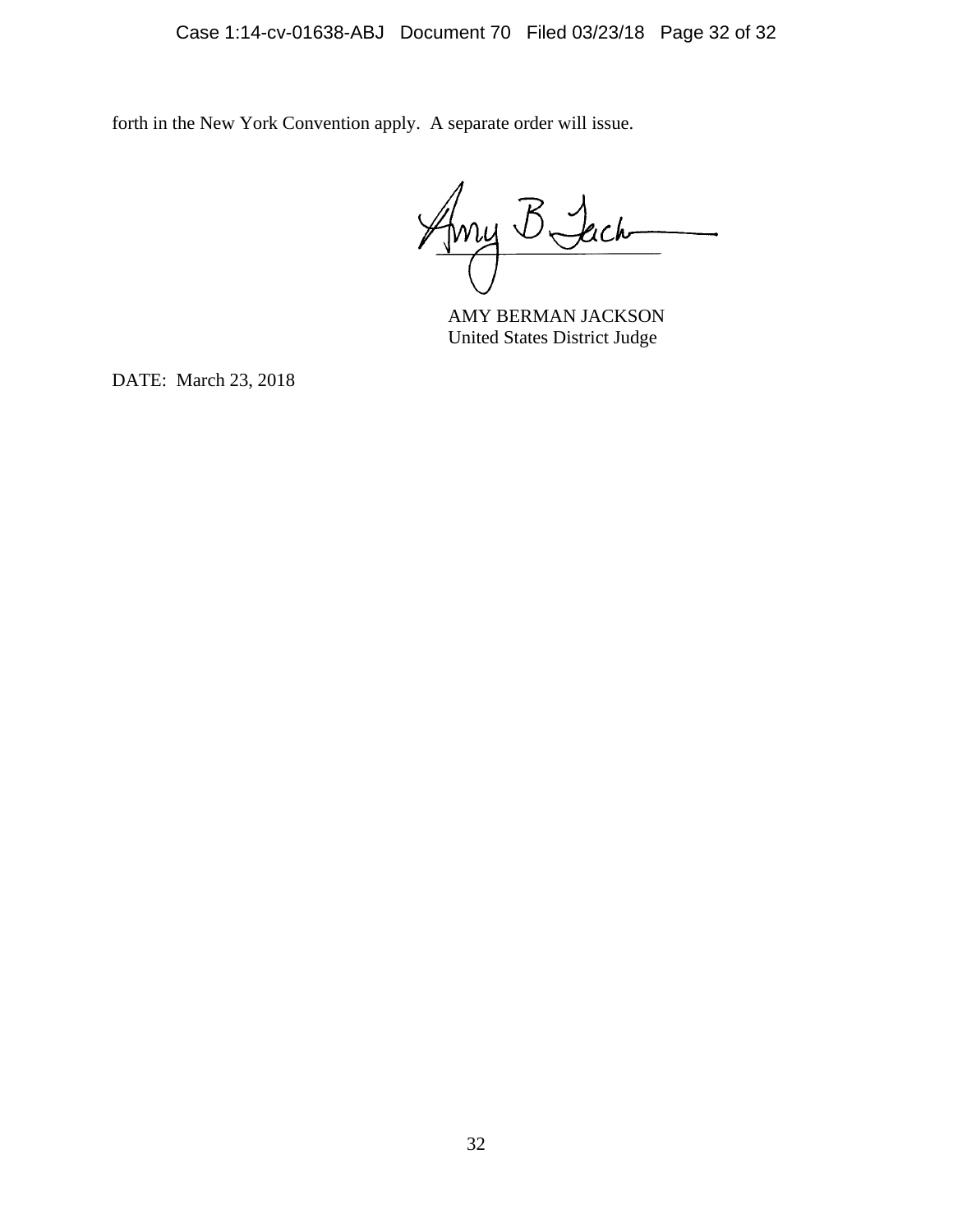forth in the New York Convention apply. A separate order will issue.

AMY BERMAN JACKSON
United States District Judge

DATE: March 23, 2018